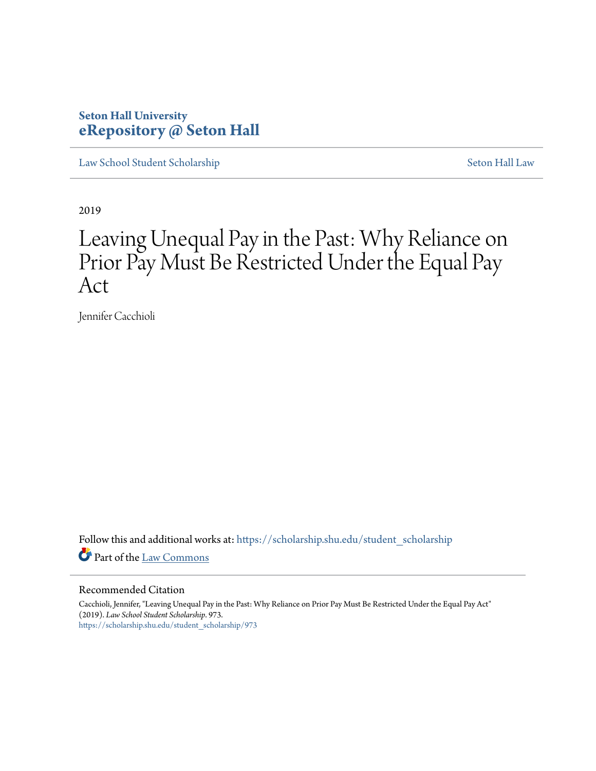Seton Hall University
**eRepository @ Seton Hall**

Law School Student Scholarship | Seton Hall Law

2019

# Leaving Unequal Pay in the Past: Why Reliance on Prior Pay Must Be Restricted Under the Equal Pay Act

Jennifer Cacchioli

Follow this and additional works at: https://scholarship.shu.edu/student_scholarship

Part of the Law Commons

## Recommended Citation

Cacchioli, Jennifer, "Leaving Unequal Pay in the Past: Why Reliance on Prior Pay Must Be Restricted Under the Equal Pay Act" (2019). *Law School Student Scholarship*. 973.
https://scholarship.shu.edu/student_scholarship/973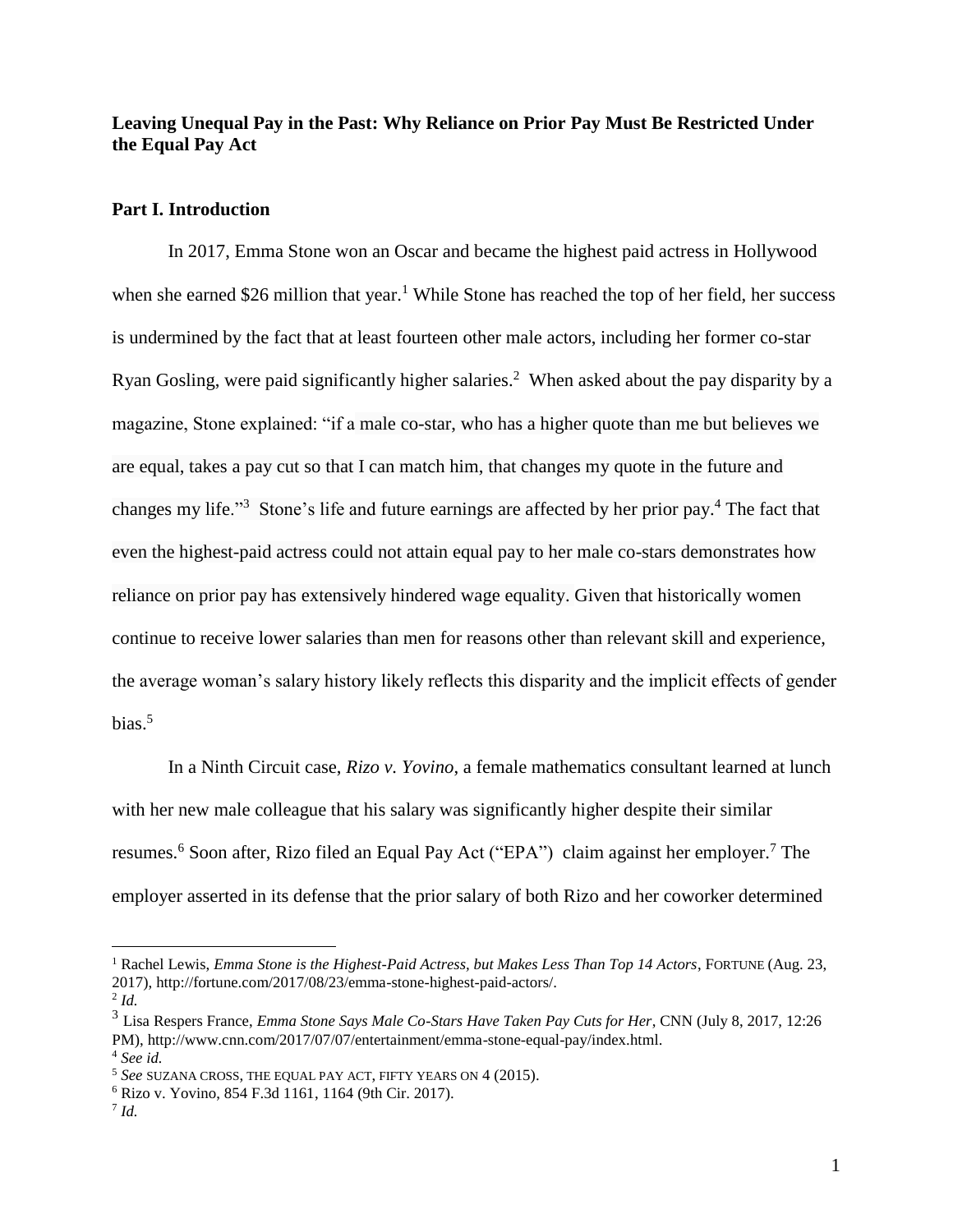**Leaving Unequal Pay in the Past: Why Reliance on Prior Pay Must Be Restricted Under the Equal Pay Act**

**Part I. Introduction**

In 2017, Emma Stone won an Oscar and became the highest paid actress in Hollywood when she earned $26 million that year.[1] While Stone has reached the top of her field, her success is undermined by the fact that at least fourteen other male actors, including her former co-star Ryan Gosling, were paid significantly higher salaries.[2] When asked about the pay disparity by a magazine, Stone explained: "if a male co-star, who has a higher quote than me but believes we are equal, takes a pay cut so that I can match him, that changes my quote in the future and changes my life."[3] Stone's life and future earnings are affected by her prior pay.[4] The fact that even the highest-paid actress could not attain equal pay to her male co-stars demonstrates how reliance on prior pay has extensively hindered wage equality. Given that historically women continue to receive lower salaries than men for reasons other than relevant skill and experience, the average woman's salary history likely reflects this disparity and the implicit effects of gender bias.[5]

In a Ninth Circuit case, *Rizo v. Yovino*, a female mathematics consultant learned at lunch with her new male colleague that his salary was significantly higher despite their similar resumes.[6] Soon after, Rizo filed an Equal Pay Act ("EPA") claim against her employer.[7] The employer asserted in its defense that the prior salary of both Rizo and her coworker determined

---

[1] Rachel Lewis, *Emma Stone is the Highest-Paid Actress, but Makes Less Than Top 14 Actors*, FORTUNE (Aug. 23, 2017), http://fortune.com/2017/08/23/emma-stone-highest-paid-actors/.

[2] *Id.*

[3] Lisa Respers France, *Emma Stone Says Male Co-Stars Have Taken Pay Cuts for Her*, CNN (July 8, 2017, 12:26 PM), http://www.cnn.com/2017/07/07/entertainment/emma-stone-equal-pay/index.html.

[4] *See id.*

[5] *See* SUZANA CROSS, THE EQUAL PAY ACT, FIFTY YEARS ON 4 (2015).

[6] Rizo v. Yovino, 854 F.3d 1161, 1164 (9th Cir. 2017).

[7] *Id.*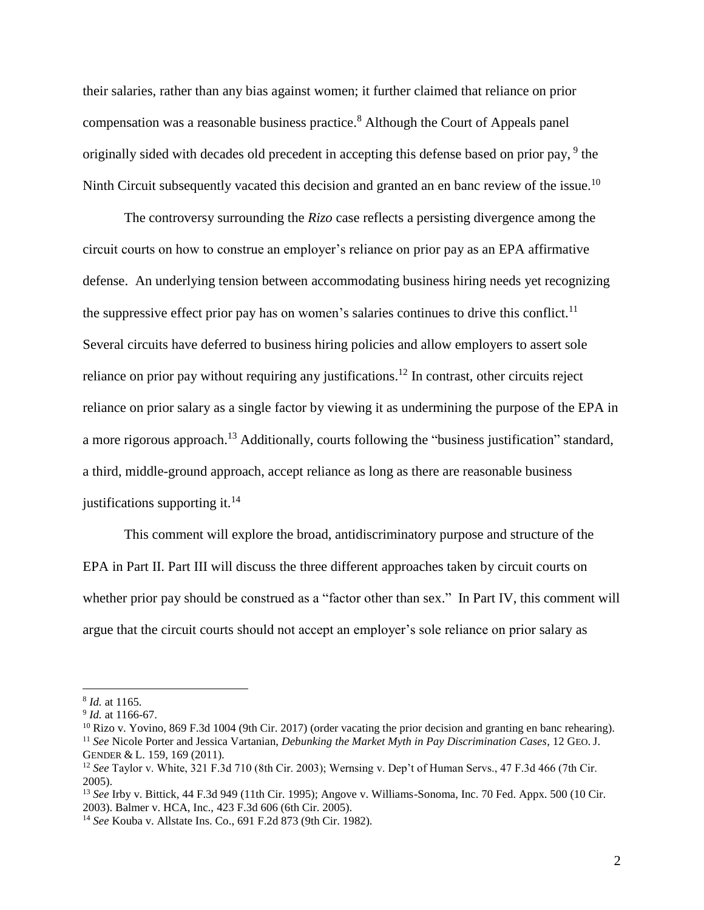their salaries, rather than any bias against women; it further claimed that reliance on prior compensation was a reasonable business practice.[8] Although the Court of Appeals panel originally sided with decades old precedent in accepting this defense based on prior pay, [9] the Ninth Circuit subsequently vacated this decision and granted an en banc review of the issue.[10]

The controversy surrounding the *Rizo* case reflects a persisting divergence among the circuit courts on how to construe an employer's reliance on prior pay as an EPA affirmative defense. An underlying tension between accommodating business hiring needs yet recognizing the suppressive effect prior pay has on women's salaries continues to drive this conflict.[11] Several circuits have deferred to business hiring policies and allow employers to assert sole reliance on prior pay without requiring any justifications.[12] In contrast, other circuits reject reliance on prior salary as a single factor by viewing it as undermining the purpose of the EPA in a more rigorous approach.[13] Additionally, courts following the "business justification" standard, a third, middle-ground approach, accept reliance as long as there are reasonable business justifications supporting it.[14]

This comment will explore the broad, antidiscriminatory purpose and structure of the EPA in Part II. Part III will discuss the three different approaches taken by circuit courts on whether prior pay should be construed as a "factor other than sex." In Part IV, this comment will argue that the circuit courts should not accept an employer's sole reliance on prior salary as

---

[8] *Id.* at 1165.

[9] *Id.* at 1166-67.

[10] Rizo v. Yovino, 869 F.3d 1004 (9th Cir. 2017) (order vacating the prior decision and granting en banc rehearing).

[11] *See* Nicole Porter and Jessica Vartanian, *Debunking the Market Myth in Pay Discrimination Cases*, 12 GEO. J. GENDER & L. 159, 169 (2011).

[12] *See* Taylor v. White, 321 F.3d 710 (8th Cir. 2003); Wernsing v. Dep't of Human Servs., 47 F.3d 466 (7th Cir. 2005).

[13] *See* Irby v. Bittick, 44 F.3d 949 (11th Cir. 1995); Angove v. Williams-Sonoma, Inc. 70 Fed. Appx. 500 (10 Cir. 2003). Balmer v. HCA, Inc., 423 F.3d 606 (6th Cir. 2005).

[14] *See* Kouba v. Allstate Ins. Co., 691 F.2d 873 (9th Cir. 1982).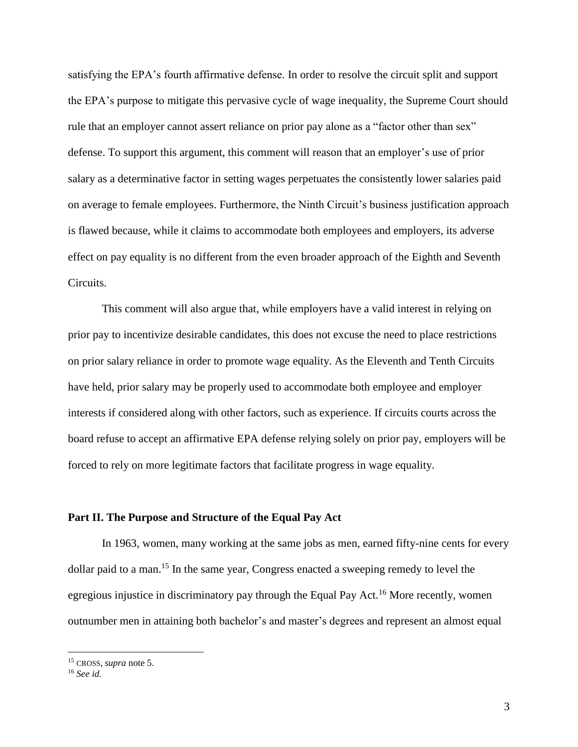satisfying the EPA's fourth affirmative defense. In order to resolve the circuit split and support the EPA's purpose to mitigate this pervasive cycle of wage inequality, the Supreme Court should rule that an employer cannot assert reliance on prior pay alone as a "factor other than sex" defense. To support this argument, this comment will reason that an employer's use of prior salary as a determinative factor in setting wages perpetuates the consistently lower salaries paid on average to female employees. Furthermore, the Ninth Circuit's business justification approach is flawed because, while it claims to accommodate both employees and employers, its adverse effect on pay equality is no different from the even broader approach of the Eighth and Seventh Circuits.

This comment will also argue that, while employers have a valid interest in relying on prior pay to incentivize desirable candidates, this does not excuse the need to place restrictions on prior salary reliance in order to promote wage equality. As the Eleventh and Tenth Circuits have held, prior salary may be properly used to accommodate both employee and employer interests if considered along with other factors, such as experience. If circuits courts across the board refuse to accept an affirmative EPA defense relying solely on prior pay, employers will be forced to rely on more legitimate factors that facilitate progress in wage equality.

## Part II. The Purpose and Structure of the Equal Pay Act

In 1963, women, many working at the same jobs as men, earned fifty-nine cents for every dollar paid to a man.[15] In the same year, Congress enacted a sweeping remedy to level the egregious injustice in discriminatory pay through the Equal Pay Act.[16] More recently, women outnumber men in attaining both bachelor's and master's degrees and represent an almost equal

---

[15] CROSS, *supra* note 5.

[16] *See id.*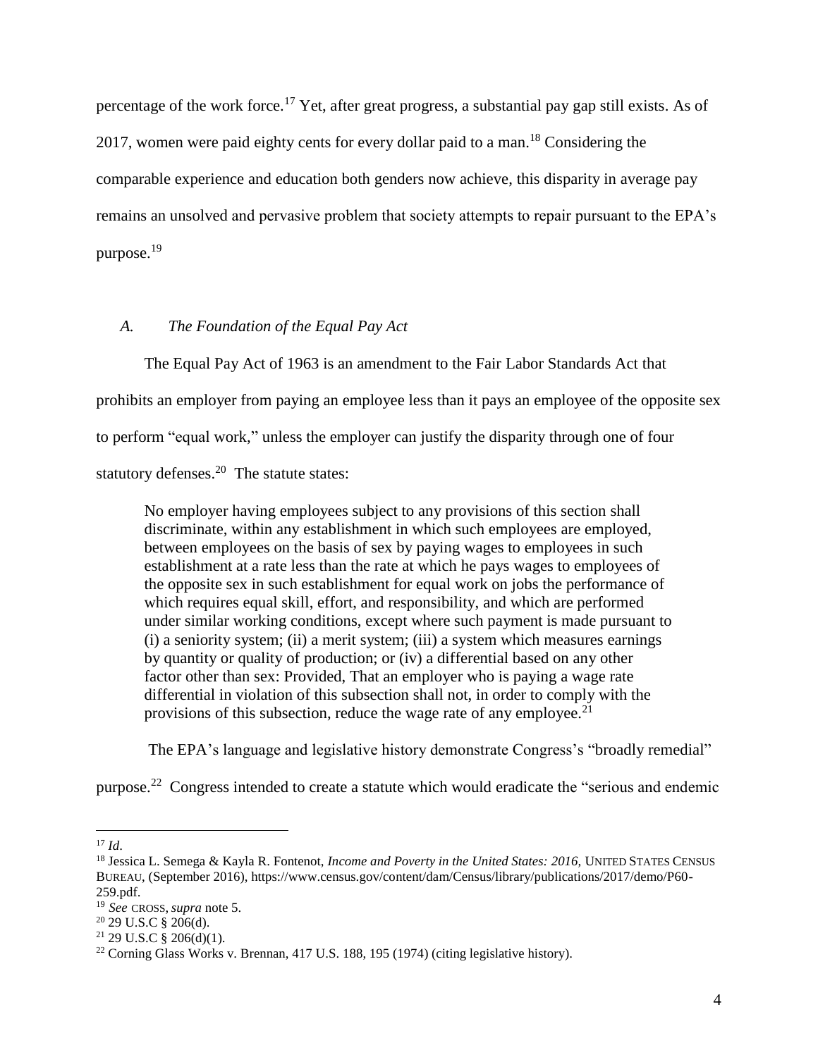percentage of the work force.[17] Yet, after great progress, a substantial pay gap still exists. As of 2017, women were paid eighty cents for every dollar paid to a man.[18] Considering the comparable experience and education both genders now achieve, this disparity in average pay remains an unsolved and pervasive problem that society attempts to repair pursuant to the EPA's purpose.[19]

### *A. The Foundation of the Equal Pay Act*

The Equal Pay Act of 1963 is an amendment to the Fair Labor Standards Act that prohibits an employer from paying an employee less than it pays an employee of the opposite sex to perform "equal work," unless the employer can justify the disparity through one of four statutory defenses.[20] The statute states:

> No employer having employees subject to any provisions of this section shall discriminate, within any establishment in which such employees are employed, between employees on the basis of sex by paying wages to employees in such establishment at a rate less than the rate at which he pays wages to employees of the opposite sex in such establishment for equal work on jobs the performance of which requires equal skill, effort, and responsibility, and which are performed under similar working conditions, except where such payment is made pursuant to (i) a seniority system; (ii) a merit system; (iii) a system which measures earnings by quantity or quality of production; or (iv) a differential based on any other factor other than sex: Provided, That an employer who is paying a wage rate differential in violation of this subsection shall not, in order to comply with the provisions of this subsection, reduce the wage rate of any employee.[21]

The EPA's language and legislative history demonstrate Congress's "broadly remedial" purpose.[22] Congress intended to create a statute which would eradicate the "serious and endemic

---

[17] *Id*.

[18] Jessica L. Semega & Kayla R. Fontenot, *Income and Poverty in the United States: 2016,* UNITED STATES CENSUS BUREAU, (September 2016), https://www.census.gov/content/dam/Census/library/publications/2017/demo/P60-259.pdf.

[19] *See* CROSS, *supra* note 5.

[20] 29 U.S.C § 206(d).

[21] 29 U.S.C § 206(d)(1).

[22] Corning Glass Works v. Brennan, 417 U.S. 188, 195 (1974) (citing legislative history).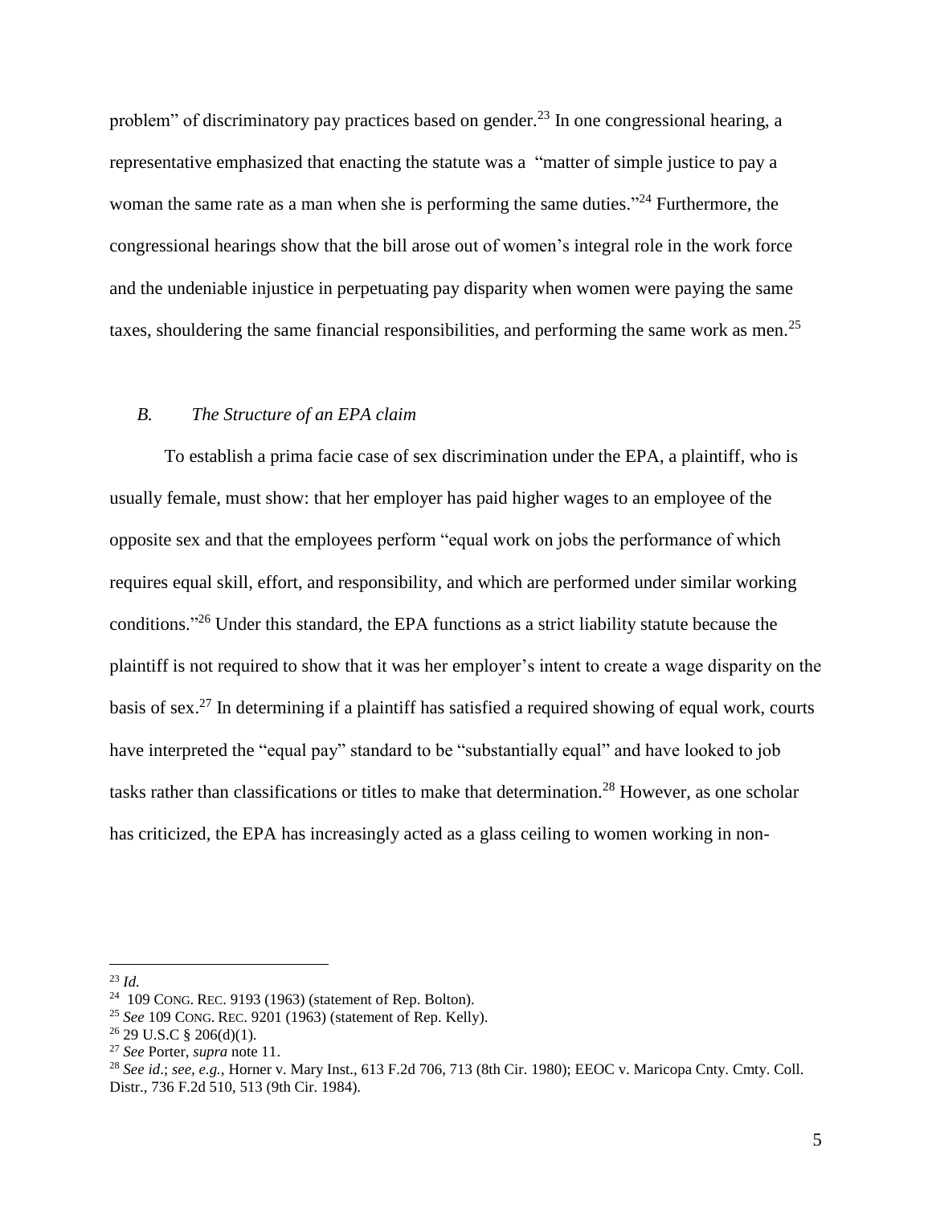problem" of discriminatory pay practices based on gender.[23] In one congressional hearing, a representative emphasized that enacting the statute was a "matter of simple justice to pay a woman the same rate as a man when she is performing the same duties."[24] Furthermore, the congressional hearings show that the bill arose out of women's integral role in the work force and the undeniable injustice in perpetuating pay disparity when women were paying the same taxes, shouldering the same financial responsibilities, and performing the same work as men.[25]

### *B. The Structure of an EPA claim*

To establish a prima facie case of sex discrimination under the EPA, a plaintiff, who is usually female, must show: that her employer has paid higher wages to an employee of the opposite sex and that the employees perform "equal work on jobs the performance of which requires equal skill, effort, and responsibility, and which are performed under similar working conditions."[26] Under this standard, the EPA functions as a strict liability statute because the plaintiff is not required to show that it was her employer's intent to create a wage disparity on the basis of sex.[27] In determining if a plaintiff has satisfied a required showing of equal work, courts have interpreted the "equal pay" standard to be "substantially equal" and have looked to job tasks rather than classifications or titles to make that determination.[28] However, as one scholar has criticized, the EPA has increasingly acted as a glass ceiling to women working in non-

---

[23] *Id.*

[24] 109 CONG. REC. 9193 (1963) (statement of Rep. Bolton).

[25] *See* 109 CONG. REC. 9201 (1963) (statement of Rep. Kelly).

[26] 29 U.S.C § 206(d)(1).

[27] *See* Porter, *supra* note 11.

[28] *See id.*; *see, e.g.,* Horner v. Mary Inst., 613 F.2d 706, 713 (8th Cir. 1980); EEOC v. Maricopa Cnty. Cmty. Coll. Distr., 736 F.2d 510, 513 (9th Cir. 1984).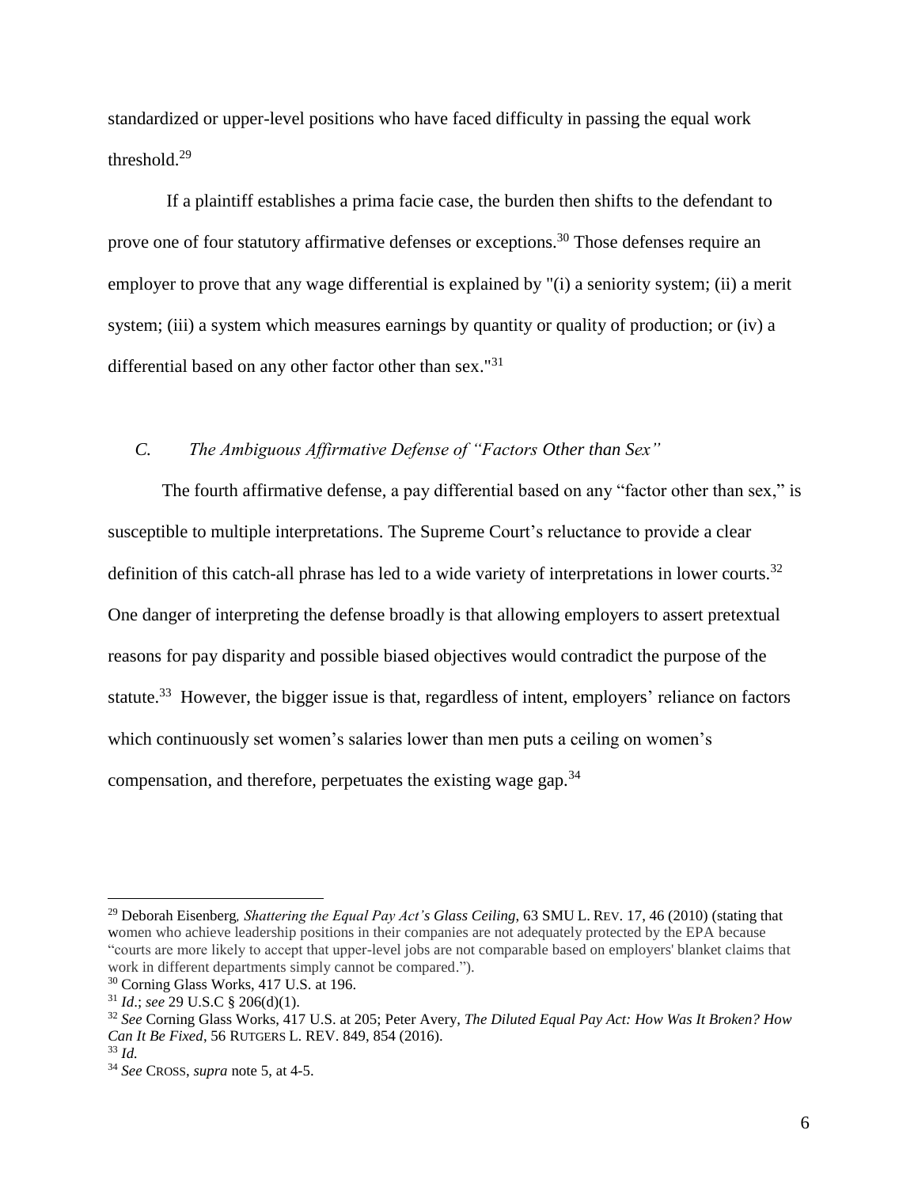standardized or upper-level positions who have faced difficulty in passing the equal work threshold.[29]

If a plaintiff establishes a prima facie case, the burden then shifts to the defendant to prove one of four statutory affirmative defenses or exceptions.[30] Those defenses require an employer to prove that any wage differential is explained by "(i) a seniority system; (ii) a merit system; (iii) a system which measures earnings by quantity or quality of production; or (iv) a differential based on any other factor other than sex."[31]

### *C. The Ambiguous Affirmative Defense of "Factors Other than Sex"*

The fourth affirmative defense, a pay differential based on any "factor other than sex," is susceptible to multiple interpretations. The Supreme Court's reluctance to provide a clear definition of this catch-all phrase has led to a wide variety of interpretations in lower courts.[32] One danger of interpreting the defense broadly is that allowing employers to assert pretextual reasons for pay disparity and possible biased objectives would contradict the purpose of the statute.[33] However, the bigger issue is that, regardless of intent, employers' reliance on factors which continuously set women's salaries lower than men puts a ceiling on women's compensation, and therefore, perpetuates the existing wage gap.[34]

---

[29] Deborah Eisenberg, *Shattering the Equal Pay Act's Glass Ceiling*, 63 SMU L. REV. 17, 46 (2010) (stating that women who achieve leadership positions in their companies are not adequately protected by the EPA because "courts are more likely to accept that upper-level jobs are not comparable based on employers' blanket claims that work in different departments simply cannot be compared.").

[30] Corning Glass Works, 417 U.S. at 196.

[31] *Id*.; *see* 29 U.S.C § 206(d)(1).

[32] *See* Corning Glass Works, 417 U.S. at 205; Peter Avery, *The Diluted Equal Pay Act: How Was It Broken? How Can It Be Fixed*, 56 RUTGERS L. REV. 849, 854 (2016).

[33] *Id.*

[34] *See* CROSS, *supra* note 5, at 4-5.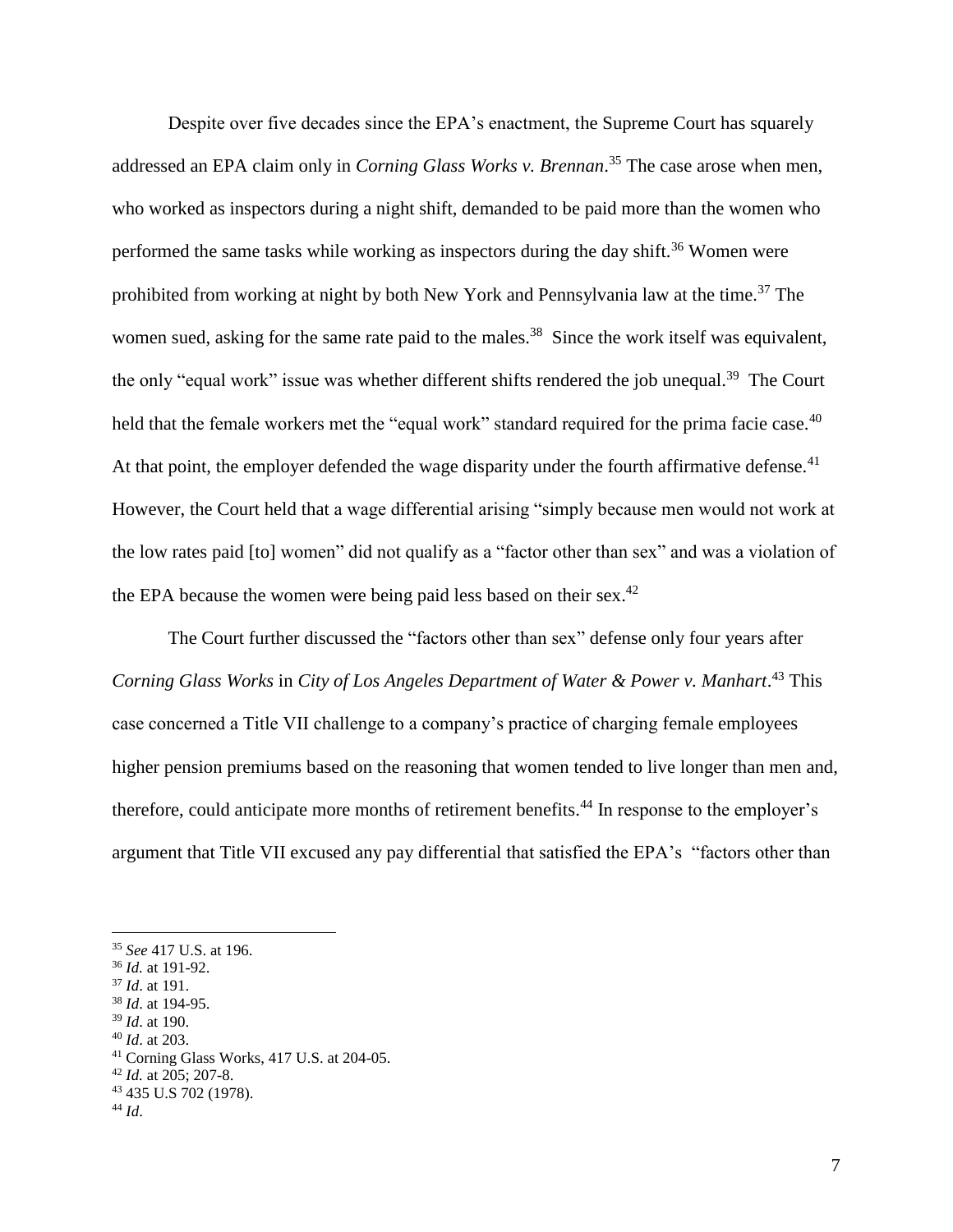Despite over five decades since the EPA's enactment, the Supreme Court has squarely addressed an EPA claim only in *Corning Glass Works v. Brennan*.[35] The case arose when men, who worked as inspectors during a night shift, demanded to be paid more than the women who performed the same tasks while working as inspectors during the day shift.[36] Women were prohibited from working at night by both New York and Pennsylvania law at the time.[37] The women sued, asking for the same rate paid to the males.[38] Since the work itself was equivalent, the only "equal work" issue was whether different shifts rendered the job unequal.[39] The Court held that the female workers met the "equal work" standard required for the prima facie case.[40] At that point, the employer defended the wage disparity under the fourth affirmative defense.[41] However, the Court held that a wage differential arising "simply because men would not work at the low rates paid [to] women" did not qualify as a "factor other than sex" and was a violation of the EPA because the women were being paid less based on their sex.[42]

The Court further discussed the "factors other than sex" defense only four years after *Corning Glass Works* in *City of Los Angeles Department of Water & Power v. Manhart*.[43] This case concerned a Title VII challenge to a company's practice of charging female employees higher pension premiums based on the reasoning that women tended to live longer than men and, therefore, could anticipate more months of retirement benefits.[44] In response to the employer's argument that Title VII excused any pay differential that satisfied the EPA's "factors other than

---

[35] *See* 417 U.S. at 196.
[36] *Id.* at 191-92.
[37] *Id*. at 191.
[38] *Id*. at 194-95.
[39] *Id*. at 190.
[40] *Id*. at 203.
[41] Corning Glass Works, 417 U.S. at 204-05.
[42] *Id.* at 205; 207-8.
[43] 435 U.S 702 (1978).
[44] *Id*.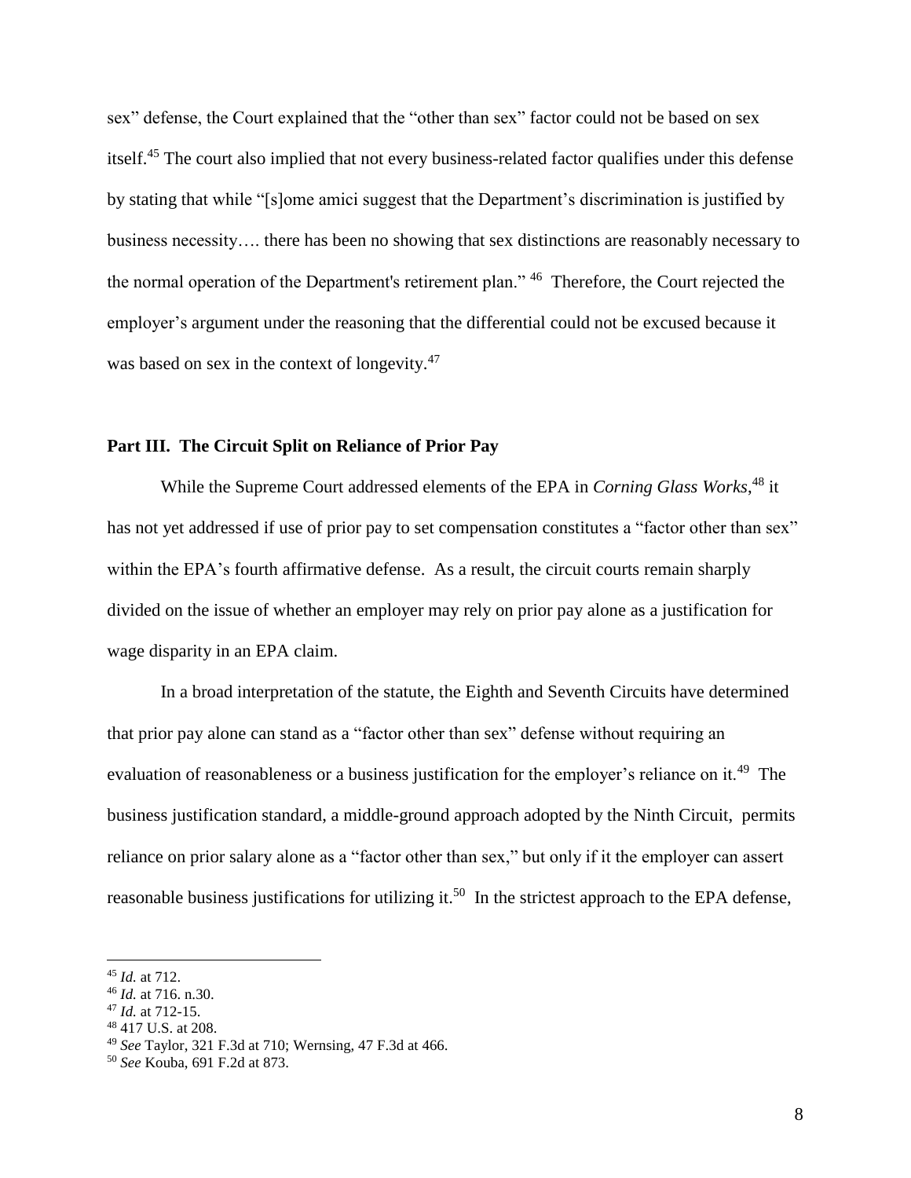sex" defense, the Court explained that the "other than sex" factor could not be based on sex itself.[45] The court also implied that not every business-related factor qualifies under this defense by stating that while "[s]ome amici suggest that the Department's discrimination is justified by business necessity…. there has been no showing that sex distinctions are reasonably necessary to the normal operation of the Department's retirement plan." [46] Therefore, the Court rejected the employer's argument under the reasoning that the differential could not be excused because it was based on sex in the context of longevity.[47]

## Part III. The Circuit Split on Reliance of Prior Pay

While the Supreme Court addressed elements of the EPA in *Corning Glass Works*,[48] it has not yet addressed if use of prior pay to set compensation constitutes a "factor other than sex" within the EPA's fourth affirmative defense. As a result, the circuit courts remain sharply divided on the issue of whether an employer may rely on prior pay alone as a justification for wage disparity in an EPA claim.

In a broad interpretation of the statute, the Eighth and Seventh Circuits have determined that prior pay alone can stand as a "factor other than sex" defense without requiring an evaluation of reasonableness or a business justification for the employer's reliance on it.[49] The business justification standard, a middle-ground approach adopted by the Ninth Circuit, permits reliance on prior salary alone as a "factor other than sex," but only if it the employer can assert reasonable business justifications for utilizing it.[50] In the strictest approach to the EPA defense,

---

[45] *Id.* at 712.

[46] *Id.* at 716. n.30.

[47] *Id.* at 712-15.

[48] 417 U.S. at 208.

[49] *See* Taylor, 321 F.3d at 710; Wernsing, 47 F.3d at 466.

[50] *See* Kouba, 691 F.2d at 873.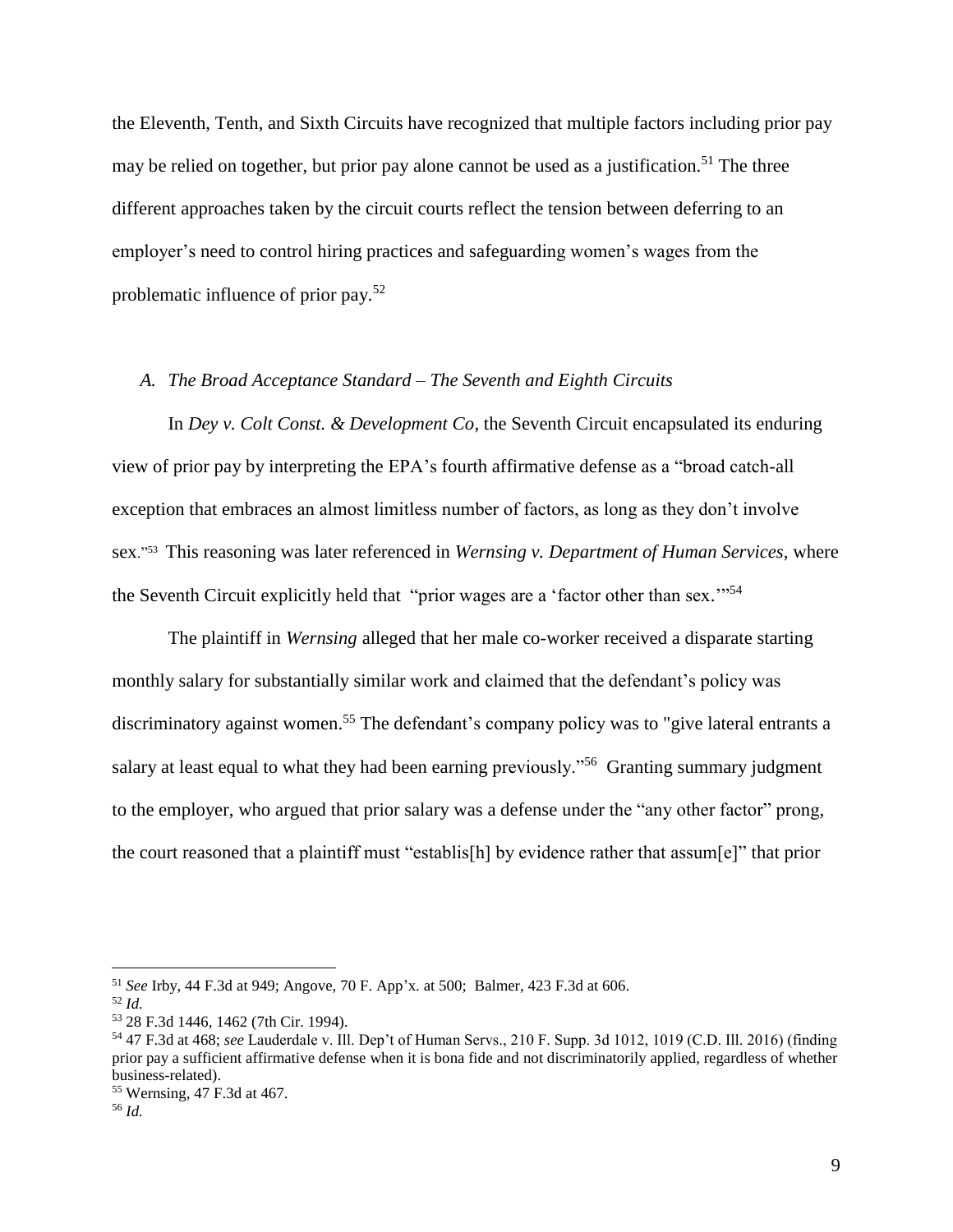the Eleventh, Tenth, and Sixth Circuits have recognized that multiple factors including prior pay may be relied on together, but prior pay alone cannot be used as a justification.[51] The three different approaches taken by the circuit courts reflect the tension between deferring to an employer's need to control hiring practices and safeguarding women's wages from the problematic influence of prior pay.[52]

### *A. The Broad Acceptance Standard – The Seventh and Eighth Circuits*

In *Dey v. Colt Const. & Development Co*, the Seventh Circuit encapsulated its enduring view of prior pay by interpreting the EPA's fourth affirmative defense as a "broad catch-all exception that embraces an almost limitless number of factors, as long as they don't involve sex."[53] This reasoning was later referenced in *Wernsing v. Department of Human Services*, where the Seventh Circuit explicitly held that "prior wages are a 'factor other than sex.'"[54]

The plaintiff in *Wernsing* alleged that her male co-worker received a disparate starting monthly salary for substantially similar work and claimed that the defendant's policy was discriminatory against women.[55] The defendant's company policy was to "give lateral entrants a salary at least equal to what they had been earning previously."[56] Granting summary judgment to the employer, who argued that prior salary was a defense under the "any other factor" prong, the court reasoned that a plaintiff must "establis[h] by evidence rather that assum[e]" that prior

---

[51] *See* Irby, 44 F.3d at 949; Angove, 70 F. App'x. at 500; Balmer, 423 F.3d at 606.

[52] *Id.*

[53] 28 F.3d 1446, 1462 (7th Cir. 1994).

[54] 47 F.3d at 468; *see* Lauderdale v. Ill. Dep't of Human Servs., 210 F. Supp. 3d 1012, 1019 (C.D. Ill. 2016) (finding prior pay a sufficient affirmative defense when it is bona fide and not discriminatorily applied, regardless of whether business-related).

[55] Wernsing, 47 F.3d at 467.

[56] *Id.*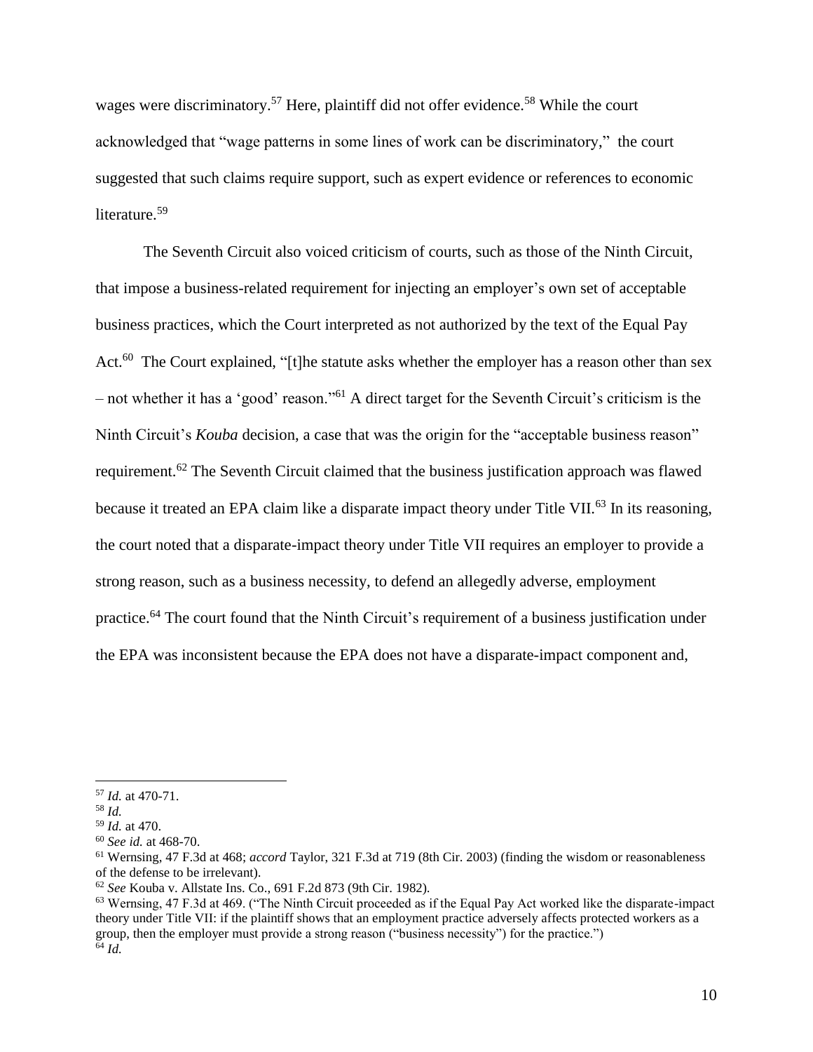wages were discriminatory.[57] Here, plaintiff did not offer evidence.[58] While the court acknowledged that "wage patterns in some lines of work can be discriminatory," the court suggested that such claims require support, such as expert evidence or references to economic literature.[59]

The Seventh Circuit also voiced criticism of courts, such as those of the Ninth Circuit, that impose a business-related requirement for injecting an employer's own set of acceptable business practices, which the Court interpreted as not authorized by the text of the Equal Pay Act.[60] The Court explained, "[t]he statute asks whether the employer has a reason other than sex – not whether it has a 'good' reason."[61] A direct target for the Seventh Circuit's criticism is the Ninth Circuit's *Kouba* decision, a case that was the origin for the "acceptable business reason" requirement.[62] The Seventh Circuit claimed that the business justification approach was flawed because it treated an EPA claim like a disparate impact theory under Title VII.[63] In its reasoning, the court noted that a disparate-impact theory under Title VII requires an employer to provide a strong reason, such as a business necessity, to defend an allegedly adverse, employment practice.[64] The court found that the Ninth Circuit's requirement of a business justification under the EPA was inconsistent because the EPA does not have a disparate-impact component and,

---

[57] *Id.* at 470-71.

[58] *Id.*

[59] *Id.* at 470.

[60] *See id.* at 468-70.

[61] Wernsing, 47 F.3d at 468; *accord* Taylor, 321 F.3d at 719 (8th Cir. 2003) (finding the wisdom or reasonableness of the defense to be irrelevant).

[62] *See* Kouba v. Allstate Ins. Co., 691 F.2d 873 (9th Cir. 1982).

[63] Wernsing, 47 F.3d at 469. ("The Ninth Circuit proceeded as if the Equal Pay Act worked like the disparate-impact theory under Title VII: if the plaintiff shows that an employment practice adversely affects protected workers as a group, then the employer must provide a strong reason ("business necessity") for the practice.")

[64] *Id.*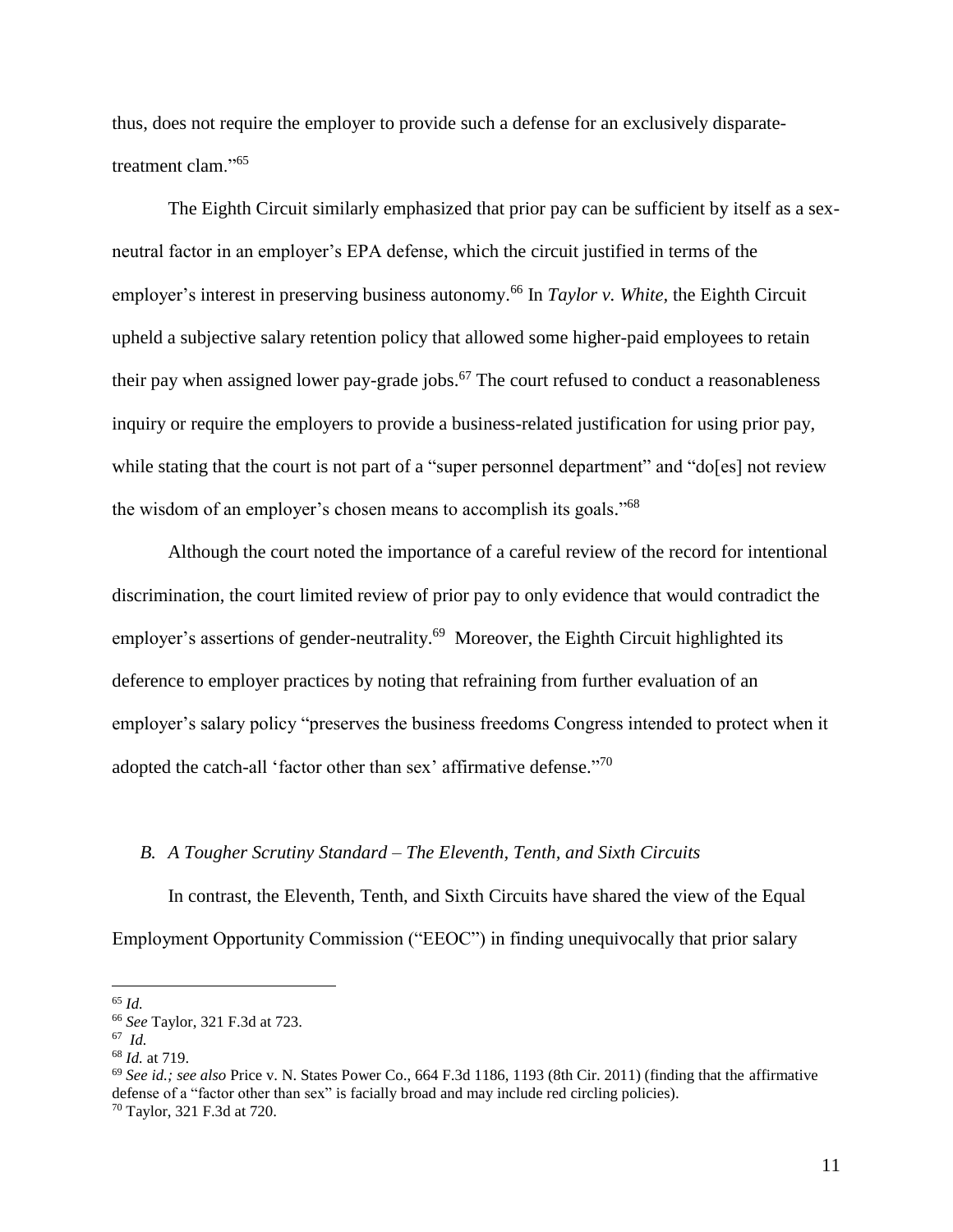thus, does not require the employer to provide such a defense for an exclusively disparate-treatment clam."[65]

The Eighth Circuit similarly emphasized that prior pay can be sufficient by itself as a sex-neutral factor in an employer's EPA defense, which the circuit justified in terms of the employer's interest in preserving business autonomy.[66] In *Taylor v. White*, the Eighth Circuit upheld a subjective salary retention policy that allowed some higher-paid employees to retain their pay when assigned lower pay-grade jobs.[67] The court refused to conduct a reasonableness inquiry or require the employers to provide a business-related justification for using prior pay, while stating that the court is not part of a "super personnel department" and "do[es] not review the wisdom of an employer's chosen means to accomplish its goals."[68]

Although the court noted the importance of a careful review of the record for intentional discrimination, the court limited review of prior pay to only evidence that would contradict the employer's assertions of gender-neutrality.[69] Moreover, the Eighth Circuit highlighted its deference to employer practices by noting that refraining from further evaluation of an employer's salary policy "preserves the business freedoms Congress intended to protect when it adopted the catch-all 'factor other than sex' affirmative defense."[70]

### *B. A Tougher Scrutiny Standard – The Eleventh, Tenth, and Sixth Circuits*

In contrast, the Eleventh, Tenth, and Sixth Circuits have shared the view of the Equal Employment Opportunity Commission ("EEOC") in finding unequivocally that prior salary

---

[65] *Id.*

[66] *See* Taylor, 321 F.3d at 723.

[67] *Id.*

[68] *Id.* at 719.

[69] *See id.; see also* Price v. N. States Power Co., 664 F.3d 1186, 1193 (8th Cir. 2011) (finding that the affirmative defense of a "factor other than sex" is facially broad and may include red circling policies).

[70] Taylor, 321 F.3d at 720.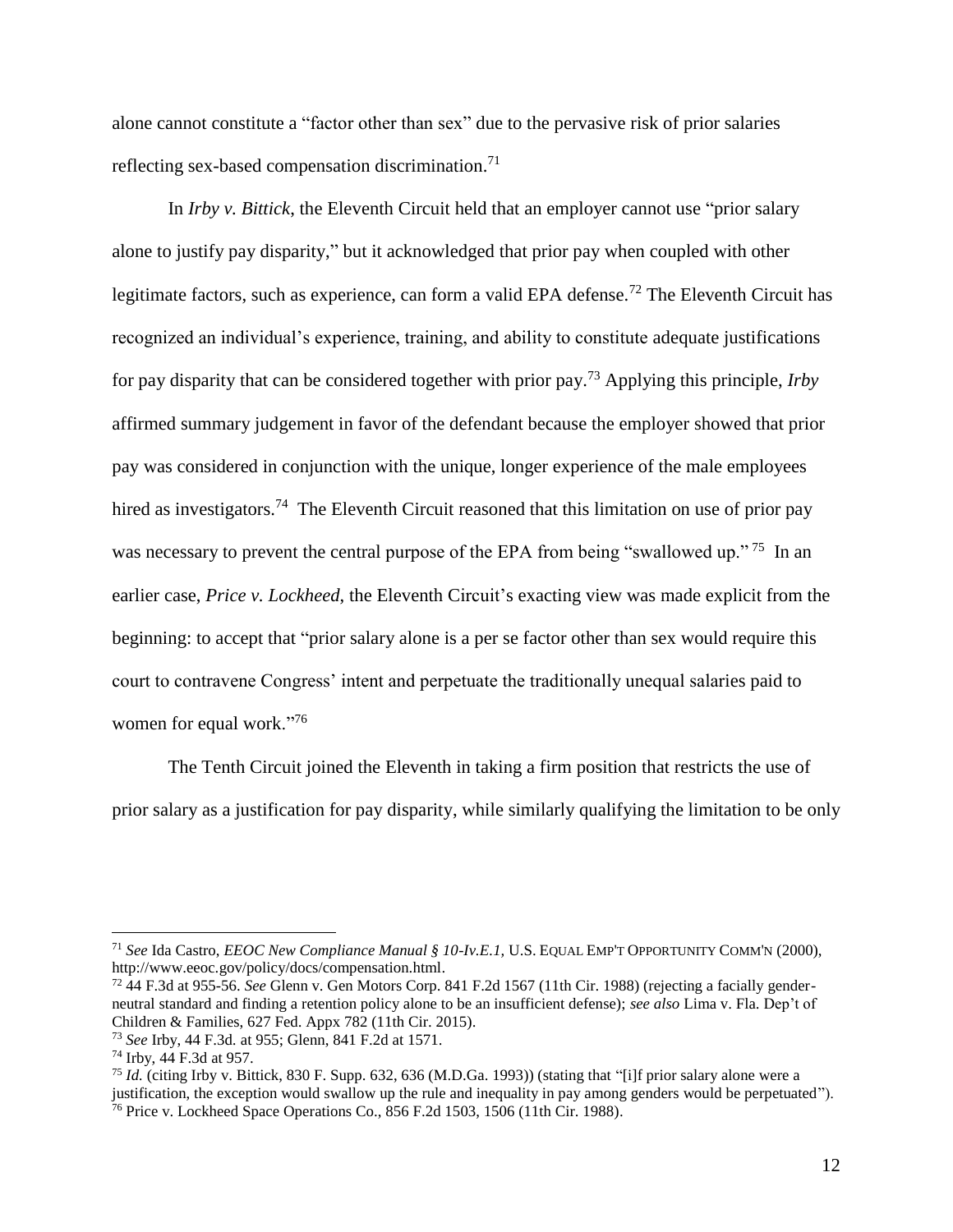alone cannot constitute a "factor other than sex" due to the pervasive risk of prior salaries reflecting sex-based compensation discrimination.[71]

In *Irby v. Bittick*, the Eleventh Circuit held that an employer cannot use "prior salary alone to justify pay disparity," but it acknowledged that prior pay when coupled with other legitimate factors, such as experience, can form a valid EPA defense.[72] The Eleventh Circuit has recognized an individual's experience, training, and ability to constitute adequate justifications for pay disparity that can be considered together with prior pay.[73] Applying this principle, *Irby* affirmed summary judgement in favor of the defendant because the employer showed that prior pay was considered in conjunction with the unique, longer experience of the male employees hired as investigators.[74] The Eleventh Circuit reasoned that this limitation on use of prior pay was necessary to prevent the central purpose of the EPA from being "swallowed up."[75] In an earlier case, *Price v. Lockheed*, the Eleventh Circuit's exacting view was made explicit from the beginning: to accept that "prior salary alone is a per se factor other than sex would require this court to contravene Congress' intent and perpetuate the traditionally unequal salaries paid to women for equal work."[76]

The Tenth Circuit joined the Eleventh in taking a firm position that restricts the use of prior salary as a justification for pay disparity, while similarly qualifying the limitation to be only

---

[71] *See* Ida Castro, *EEOC New Compliance Manual § 10-Iv.E.1,* U.S. EQUAL EMP'T OPPORTUNITY COMM'N (2000), http://www.eeoc.gov/policy/docs/compensation.html.

[72] 44 F.3d at 955-56. *See* Glenn v. Gen Motors Corp. 841 F.2d 1567 (11th Cir. 1988) (rejecting a facially gender-neutral standard and finding a retention policy alone to be an insufficient defense); *see also* Lima v. Fla. Dep't of Children & Families, 627 Fed. Appx 782 (11th Cir. 2015).

[73] *See* Irby, 44 F.3d. at 955; Glenn, 841 F.2d at 1571.

[74] Irby, 44 F.3d at 957.

[75] *Id.* (citing Irby v. Bittick, 830 F. Supp. 632, 636 (M.D.Ga. 1993)) (stating that "[i]f prior salary alone were a justification, the exception would swallow up the rule and inequality in pay among genders would be perpetuated").

[76] Price v. Lockheed Space Operations Co., 856 F.2d 1503, 1506 (11th Cir. 1988).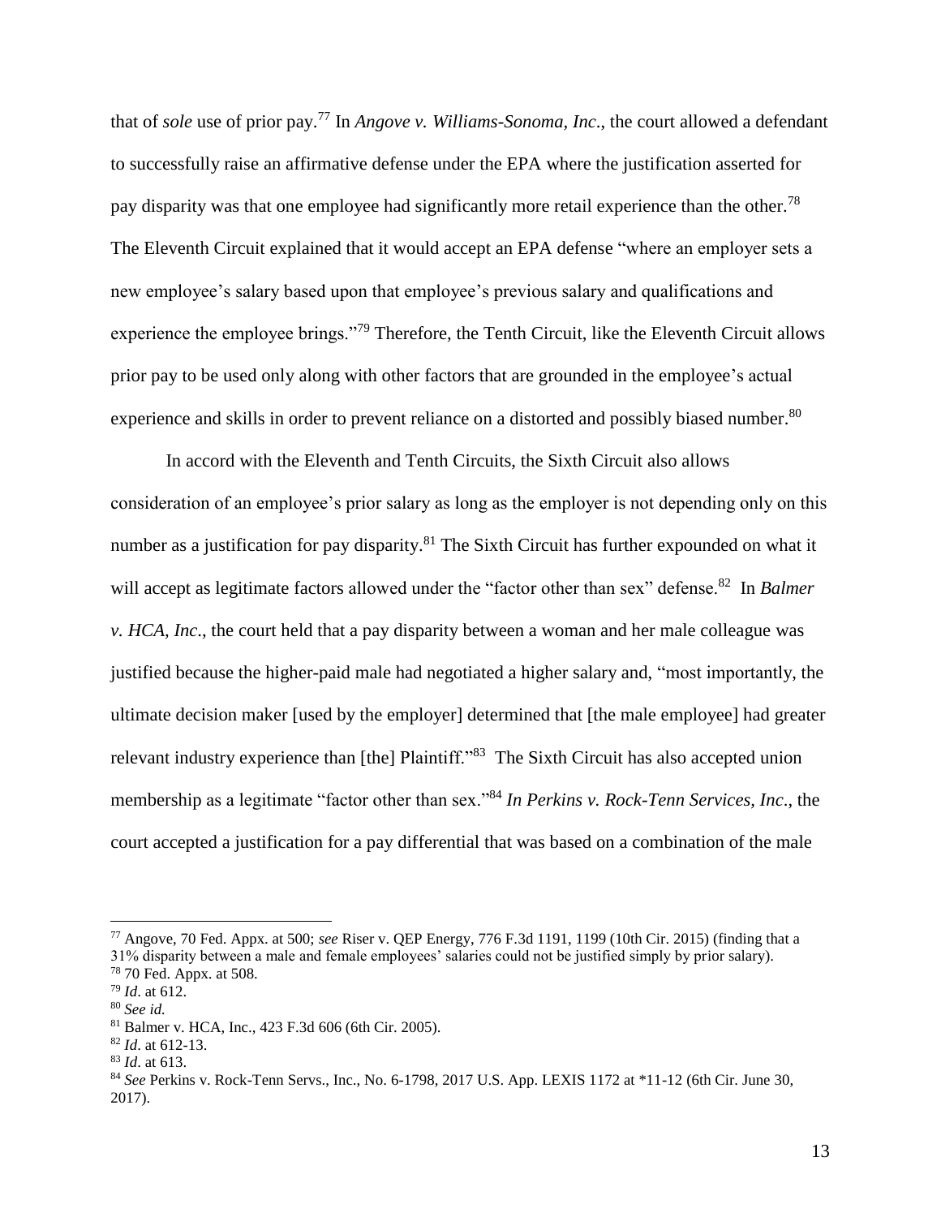that of *sole* use of prior pay.[77] In *Angove v. Williams-Sonoma, Inc*., the court allowed a defendant to successfully raise an affirmative defense under the EPA where the justification asserted for pay disparity was that one employee had significantly more retail experience than the other.[78] The Eleventh Circuit explained that it would accept an EPA defense "where an employer sets a new employee's salary based upon that employee's previous salary and qualifications and experience the employee brings."[79] Therefore, the Tenth Circuit, like the Eleventh Circuit allows prior pay to be used only along with other factors that are grounded in the employee's actual experience and skills in order to prevent reliance on a distorted and possibly biased number.[80]

In accord with the Eleventh and Tenth Circuits, the Sixth Circuit also allows consideration of an employee's prior salary as long as the employer is not depending only on this number as a justification for pay disparity.[81] The Sixth Circuit has further expounded on what it will accept as legitimate factors allowed under the "factor other than sex" defense.[82] In *Balmer v. HCA, Inc*., the court held that a pay disparity between a woman and her male colleague was justified because the higher-paid male had negotiated a higher salary and, "most importantly, the ultimate decision maker [used by the employer] determined that [the male employee] had greater relevant industry experience than [the] Plaintiff."[83] The Sixth Circuit has also accepted union membership as a legitimate "factor other than sex."[84] *In Perkins v. Rock-Tenn Services, Inc*., the court accepted a justification for a pay differential that was based on a combination of the male

---

[77] Angove, 70 Fed. Appx. at 500; *see* Riser v. QEP Energy, 776 F.3d 1191, 1199 (10th Cir. 2015) (finding that a 31% disparity between a male and female employees' salaries could not be justified simply by prior salary).

[78] 70 Fed. Appx. at 508.

[79] *Id*. at 612.

[80] *See id.*

[81] Balmer v. HCA, Inc., 423 F.3d 606 (6th Cir. 2005).

[82] *Id*. at 612-13.

[83] *Id*. at 613.

[84] *See* Perkins v. Rock-Tenn Servs., Inc., No. 6-1798, 2017 U.S. App. LEXIS 1172 at *11-12 (6th Cir. June 30, 2017).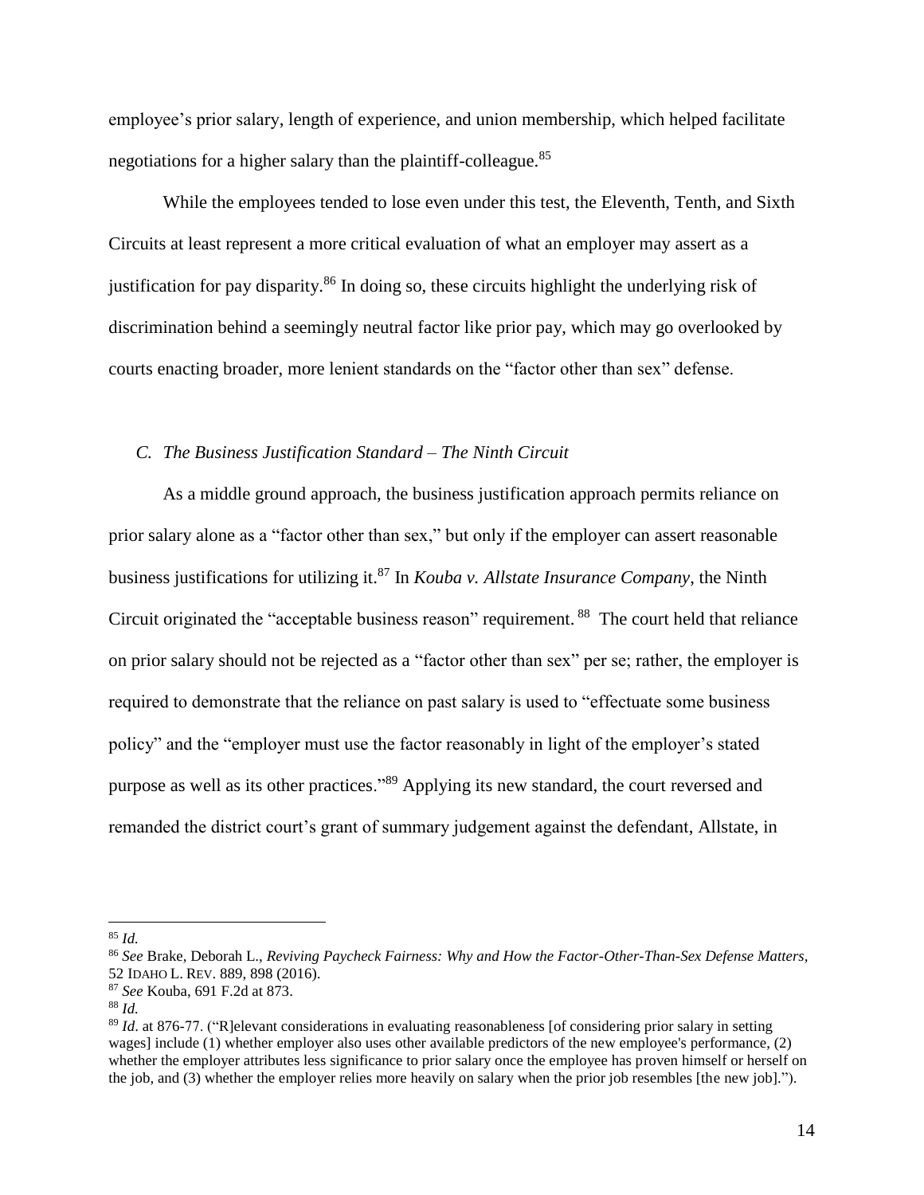employee's prior salary, length of experience, and union membership, which helped facilitate negotiations for a higher salary than the plaintiff-colleague.[85]

While the employees tended to lose even under this test, the Eleventh, Tenth, and Sixth Circuits at least represent a more critical evaluation of what an employer may assert as a justification for pay disparity.[86] In doing so, these circuits highlight the underlying risk of discrimination behind a seemingly neutral factor like prior pay, which may go overlooked by courts enacting broader, more lenient standards on the "factor other than sex" defense.

### *C. The Business Justification Standard – The Ninth Circuit*

As a middle ground approach, the business justification approach permits reliance on prior salary alone as a "factor other than sex," but only if the employer can assert reasonable business justifications for utilizing it.[87] In *Kouba v. Allstate Insurance Company*, the Ninth Circuit originated the "acceptable business reason" requirement.[88] The court held that reliance on prior salary should not be rejected as a "factor other than sex" per se; rather, the employer is required to demonstrate that the reliance on past salary is used to "effectuate some business policy" and the "employer must use the factor reasonably in light of the employer's stated purpose as well as its other practices."[89] Applying its new standard, the court reversed and remanded the district court's grant of summary judgement against the defendant, Allstate, in

---

[85] *Id.*

[86] *See* Brake, Deborah L., *Reviving Paycheck Fairness: Why and How the Factor-Other-Than-Sex Defense Matters*, 52 IDAHO L. REV. 889, 898 (2016).

[87] *See* Kouba, 691 F.2d at 873.

[88] *Id.*

[89] *Id.* at 876-77. ("R]elevant considerations in evaluating reasonableness [of considering prior salary in setting wages] include (1) whether employer also uses other available predictors of the new employee's performance, (2) whether the employer attributes less significance to prior salary once the employee has proven himself or herself on the job, and (3) whether the employer relies more heavily on salary when the prior job resembles [the new job].").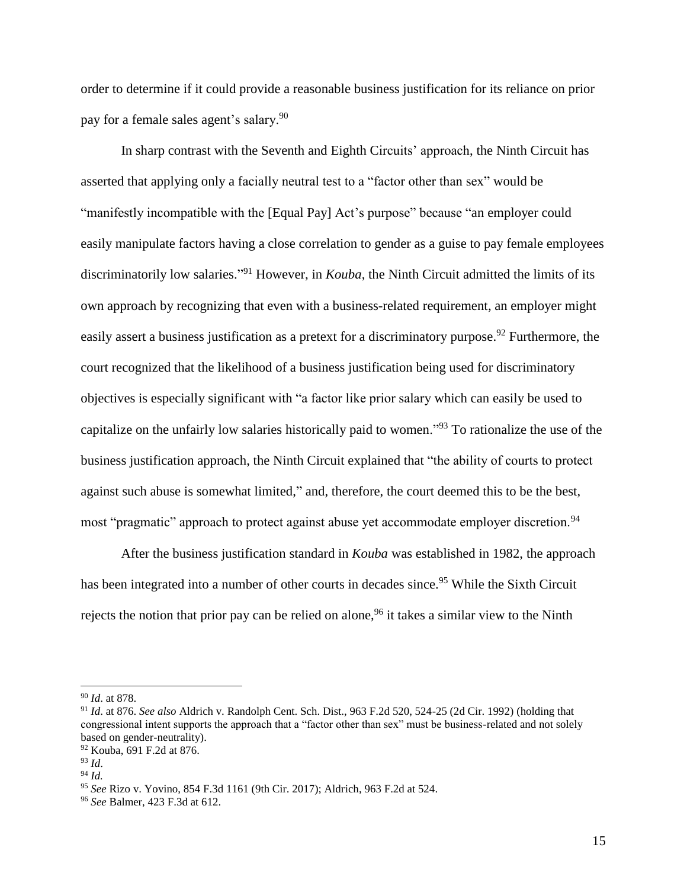order to determine if it could provide a reasonable business justification for its reliance on prior pay for a female sales agent's salary.[90]

In sharp contrast with the Seventh and Eighth Circuits' approach, the Ninth Circuit has asserted that applying only a facially neutral test to a "factor other than sex" would be "manifestly incompatible with the [Equal Pay] Act's purpose" because "an employer could easily manipulate factors having a close correlation to gender as a guise to pay female employees discriminatorily low salaries."[91] However, in *Kouba*, the Ninth Circuit admitted the limits of its own approach by recognizing that even with a business-related requirement, an employer might easily assert a business justification as a pretext for a discriminatory purpose.[92] Furthermore, the court recognized that the likelihood of a business justification being used for discriminatory objectives is especially significant with "a factor like prior salary which can easily be used to capitalize on the unfairly low salaries historically paid to women."[93] To rationalize the use of the business justification approach, the Ninth Circuit explained that "the ability of courts to protect against such abuse is somewhat limited," and, therefore, the court deemed this to be the best, most "pragmatic" approach to protect against abuse yet accommodate employer discretion.[94]

After the business justification standard in *Kouba* was established in 1982, the approach has been integrated into a number of other courts in decades since.[95] While the Sixth Circuit rejects the notion that prior pay can be relied on alone,[96] it takes a similar view to the Ninth

---

[90] *Id*. at 878.

[91] *Id*. at 876. *See also* Aldrich v. Randolph Cent. Sch. Dist., 963 F.2d 520, 524-25 (2d Cir. 1992) (holding that congressional intent supports the approach that a "factor other than sex" must be business-related and not solely based on gender-neutrality).

[92] Kouba, 691 F.2d at 876.

[93] *Id*.

[94] *Id.*

[95] *See* Rizo v. Yovino, 854 F.3d 1161 (9th Cir. 2017); Aldrich, 963 F.2d at 524.

[96] *See* Balmer, 423 F.3d at 612.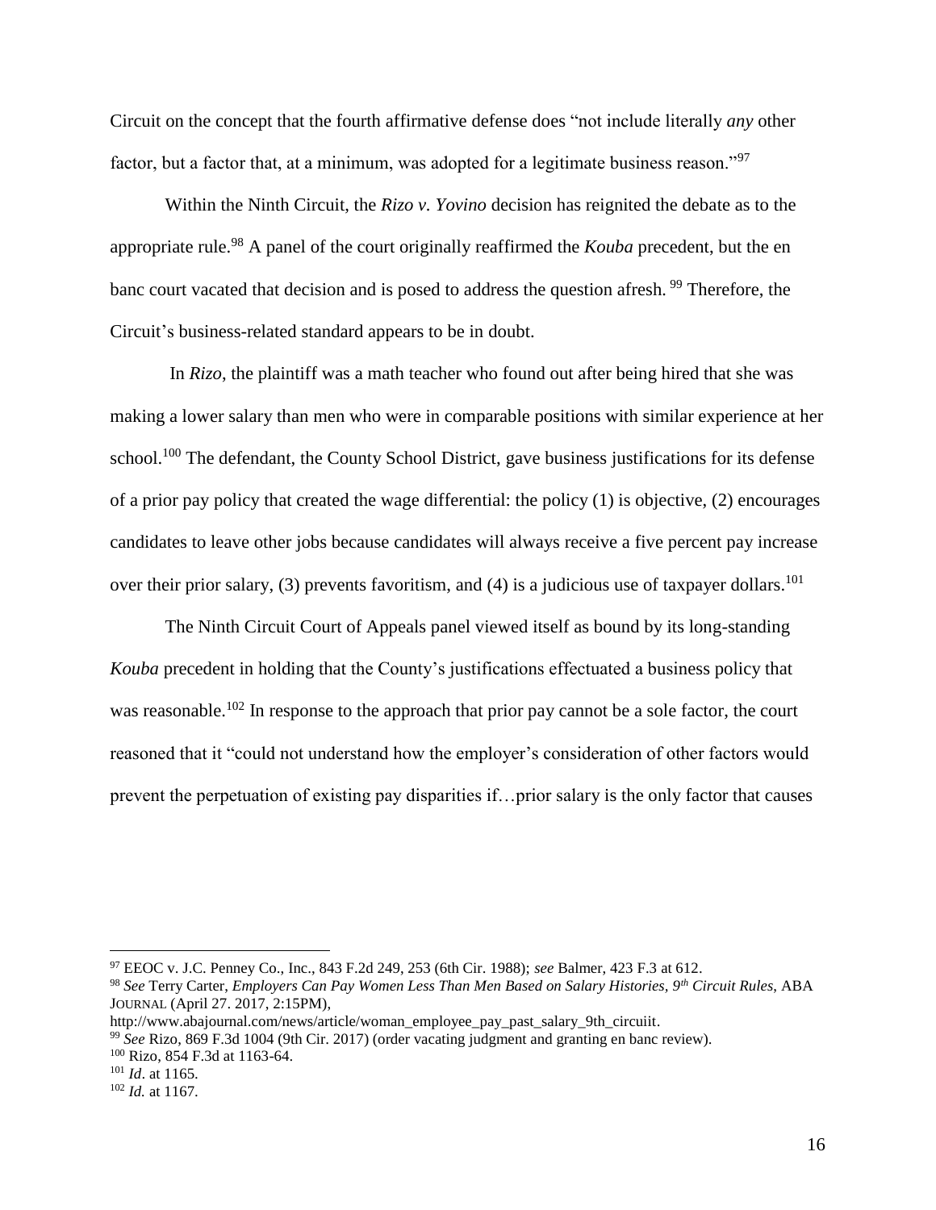Circuit on the concept that the fourth affirmative defense does "not include literally *any* other factor, but a factor that, at a minimum, was adopted for a legitimate business reason."[97]

Within the Ninth Circuit, the *Rizo v. Yovino* decision has reignited the debate as to the appropriate rule.[98] A panel of the court originally reaffirmed the *Kouba* precedent, but the en banc court vacated that decision and is posed to address the question afresh. [99] Therefore, the Circuit's business-related standard appears to be in doubt.

In *Rizo*, the plaintiff was a math teacher who found out after being hired that she was making a lower salary than men who were in comparable positions with similar experience at her school.[100] The defendant, the County School District, gave business justifications for its defense of a prior pay policy that created the wage differential: the policy (1) is objective, (2) encourages candidates to leave other jobs because candidates will always receive a five percent pay increase over their prior salary, (3) prevents favoritism, and (4) is a judicious use of taxpayer dollars.[101]

The Ninth Circuit Court of Appeals panel viewed itself as bound by its long-standing *Kouba* precedent in holding that the County's justifications effectuated a business policy that was reasonable.[102] In response to the approach that prior pay cannot be a sole factor, the court reasoned that it "could not understand how the employer's consideration of other factors would prevent the perpetuation of existing pay disparities if…prior salary is the only factor that causes

---

[97] EEOC v. J.C. Penney Co., Inc., 843 F.2d 249, 253 (6th Cir. 1988); *see* Balmer, 423 F.3 at 612.

[98] *See* Terry Carter, *Employers Can Pay Women Less Than Men Based on Salary Histories, 9th Circuit Rules*, ABA JOURNAL (April 27. 2017, 2:15PM), http://www.abajournal.com/news/article/woman_employee_pay_past_salary_9th_circuiit.

[99] *See* Rizo, 869 F.3d 1004 (9th Cir. 2017) (order vacating judgment and granting en banc review).

[100] Rizo, 854 F.3d at 1163-64.

[101] *Id*. at 1165.

[102] *Id.* at 1167.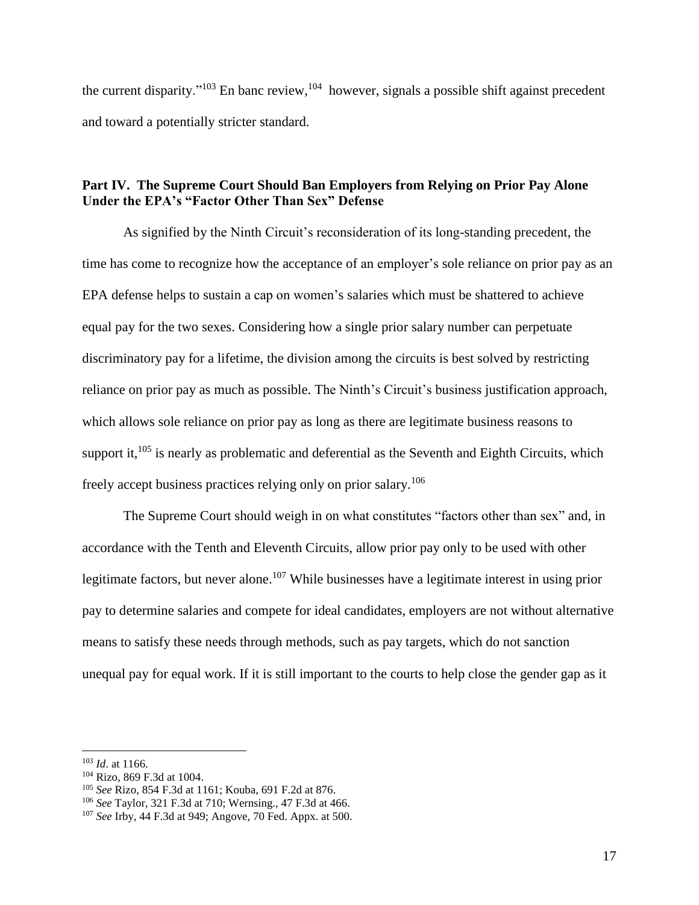the current disparity."[103] En banc review,[104] however, signals a possible shift against precedent and toward a potentially stricter standard.

### Part IV. The Supreme Court Should Ban Employers from Relying on Prior Pay Alone Under the EPA's "Factor Other Than Sex" Defense

As signified by the Ninth Circuit's reconsideration of its long-standing precedent, the time has come to recognize how the acceptance of an employer's sole reliance on prior pay as an EPA defense helps to sustain a cap on women's salaries which must be shattered to achieve equal pay for the two sexes. Considering how a single prior salary number can perpetuate discriminatory pay for a lifetime, the division among the circuits is best solved by restricting reliance on prior pay as much as possible. The Ninth's Circuit's business justification approach, which allows sole reliance on prior pay as long as there are legitimate business reasons to support it,[105] is nearly as problematic and deferential as the Seventh and Eighth Circuits, which freely accept business practices relying only on prior salary.[106]

The Supreme Court should weigh in on what constitutes "factors other than sex" and, in accordance with the Tenth and Eleventh Circuits, allow prior pay only to be used with other legitimate factors, but never alone.[107] While businesses have a legitimate interest in using prior pay to determine salaries and compete for ideal candidates, employers are not without alternative means to satisfy these needs through methods, such as pay targets, which do not sanction unequal pay for equal work. If it is still important to the courts to help close the gender gap as it

---

[103] *Id*. at 1166.

[104] Rizo, 869 F.3d at 1004.

[105] *See* Rizo, 854 F.3d at 1161; Kouba, 691 F.2d at 876.

[106] *See* Taylor, 321 F.3d at 710; Wernsing., 47 F.3d at 466.

[107] *See* Irby, 44 F.3d at 949; Angove, 70 Fed. Appx. at 500.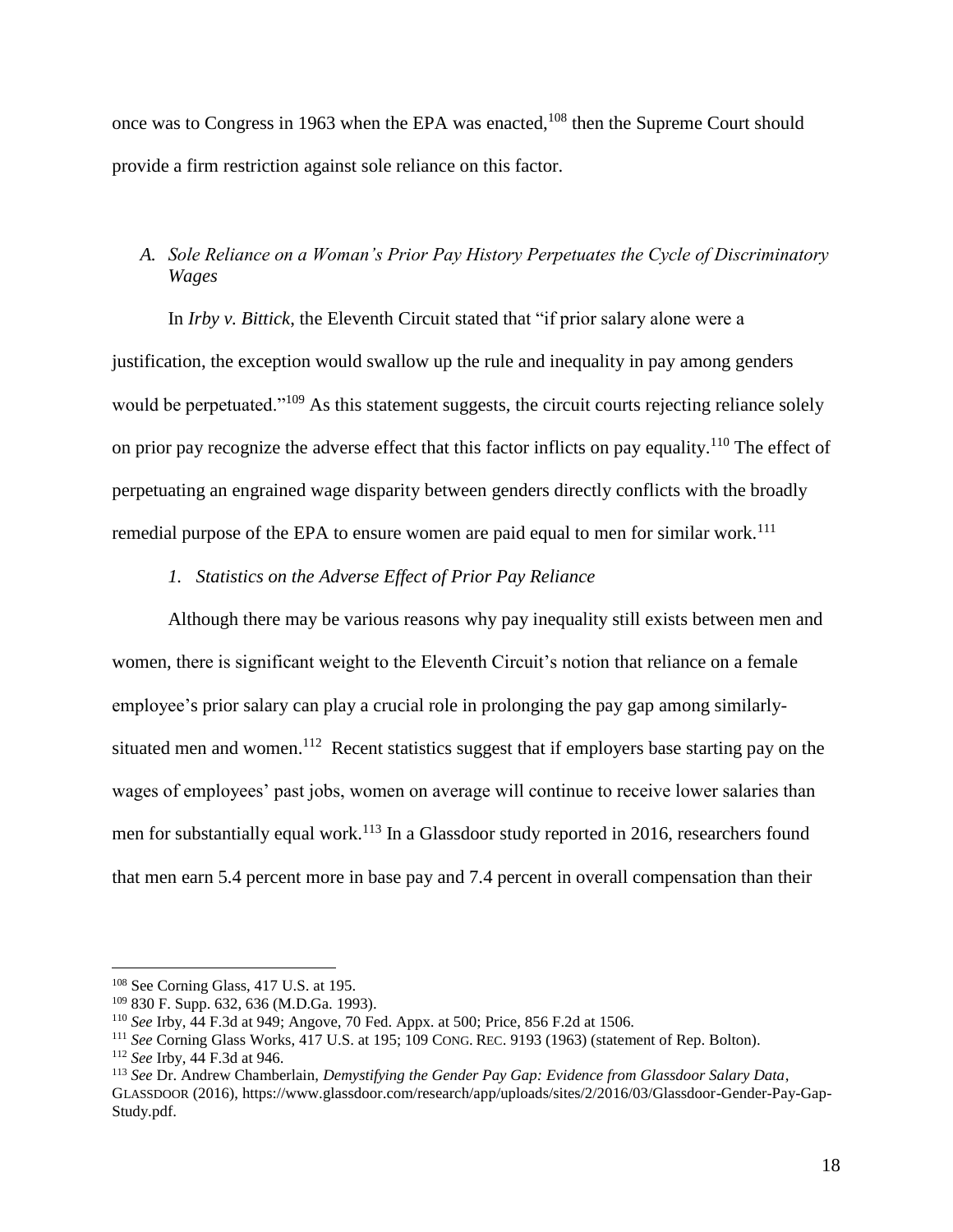once was to Congress in 1963 when the EPA was enacted,[108] then the Supreme Court should provide a firm restriction against sole reliance on this factor.

### A. *Sole Reliance on a Woman's Prior Pay History Perpetuates the Cycle of Discriminatory Wages*

In *Irby v. Bittick*, the Eleventh Circuit stated that "if prior salary alone were a justification, the exception would swallow up the rule and inequality in pay among genders would be perpetuated."[109] As this statement suggests, the circuit courts rejecting reliance solely on prior pay recognize the adverse effect that this factor inflicts on pay equality.[110] The effect of perpetuating an engrained wage disparity between genders directly conflicts with the broadly remedial purpose of the EPA to ensure women are paid equal to men for similar work.[111]

#### 1. *Statistics on the Adverse Effect of Prior Pay Reliance*

Although there may be various reasons why pay inequality still exists between men and women, there is significant weight to the Eleventh Circuit's notion that reliance on a female employee's prior salary can play a crucial role in prolonging the pay gap among similarly-situated men and women.[112] Recent statistics suggest that if employers base starting pay on the wages of employees' past jobs, women on average will continue to receive lower salaries than men for substantially equal work.[113] In a Glassdoor study reported in 2016, researchers found that men earn 5.4 percent more in base pay and 7.4 percent in overall compensation than their

---

[108] See Corning Glass, 417 U.S. at 195.

[109] 830 F. Supp. 632, 636 (M.D.Ga. 1993).

[110] *See* Irby, 44 F.3d at 949; Angove, 70 Fed. Appx. at 500; Price, 856 F.2d at 1506.

[111] *See* Corning Glass Works, 417 U.S. at 195; 109 CONG. REC. 9193 (1963) (statement of Rep. Bolton).

[112] *See* Irby, 44 F.3d at 946.

[113] *See* Dr. Andrew Chamberlain, *Demystifying the Gender Pay Gap: Evidence from Glassdoor Salary Data*, GLASSDOOR (2016), https://www.glassdoor.com/research/app/uploads/sites/2/2016/03/Glassdoor-Gender-Pay-Gap-Study.pdf.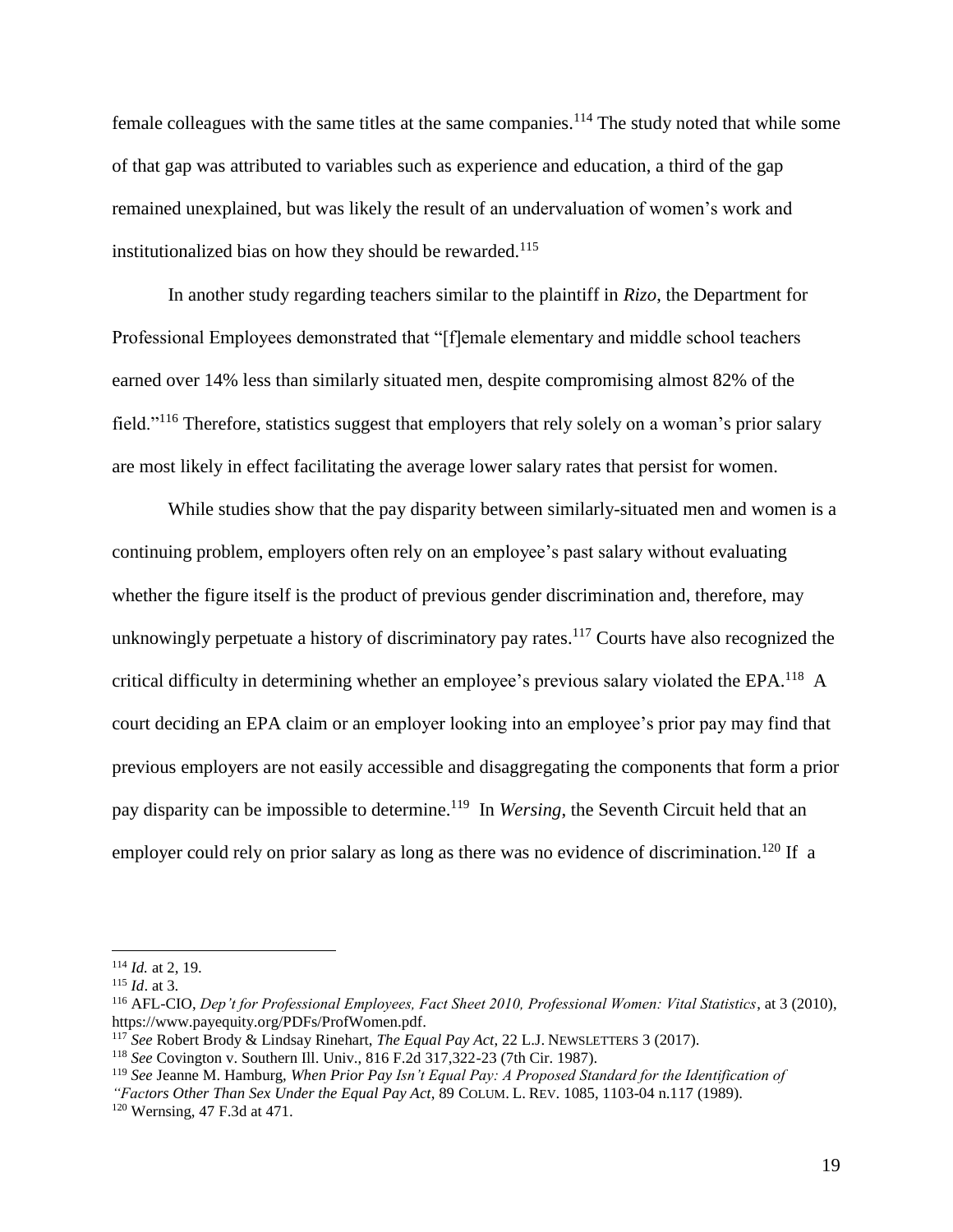female colleagues with the same titles at the same companies.[114] The study noted that while some of that gap was attributed to variables such as experience and education, a third of the gap remained unexplained, but was likely the result of an undervaluation of women's work and institutionalized bias on how they should be rewarded.[115]

In another study regarding teachers similar to the plaintiff in *Rizo*, the Department for Professional Employees demonstrated that "[f]emale elementary and middle school teachers earned over 14% less than similarly situated men, despite compromising almost 82% of the field."[116] Therefore, statistics suggest that employers that rely solely on a woman's prior salary are most likely in effect facilitating the average lower salary rates that persist for women.

While studies show that the pay disparity between similarly-situated men and women is a continuing problem, employers often rely on an employee's past salary without evaluating whether the figure itself is the product of previous gender discrimination and, therefore, may unknowingly perpetuate a history of discriminatory pay rates.[117] Courts have also recognized the critical difficulty in determining whether an employee's previous salary violated the EPA.[118] A court deciding an EPA claim or an employer looking into an employee's prior pay may find that previous employers are not easily accessible and disaggregating the components that form a prior pay disparity can be impossible to determine.[119] In *Wersing*, the Seventh Circuit held that an employer could rely on prior salary as long as there was no evidence of discrimination.[120] If a

---

[114] *Id.* at 2, 19.

[115] *Id*. at 3.

[116] AFL-CIO, *Dep't for Professional Employees, Fact Sheet 2010, Professional Women: Vital Statistics*, at 3 (2010), https://www.payequity.org/PDFs/ProfWomen.pdf.

[117] *See* Robert Brody & Lindsay Rinehart, *The Equal Pay Act*, 22 L.J. NEWSLETTERS 3 (2017).

[118] *See* Covington v. Southern Ill. Univ., 816 F.2d 317,322-23 (7th Cir. 1987).

[119] *See* Jeanne M. Hamburg, *When Prior Pay Isn't Equal Pay: A Proposed Standard for the Identification of "Factors Other Than Sex Under the Equal Pay Act*, 89 COLUM. L. REV. 1085, 1103-04 n.117 (1989).

[120] Wernsing, 47 F.3d at 471.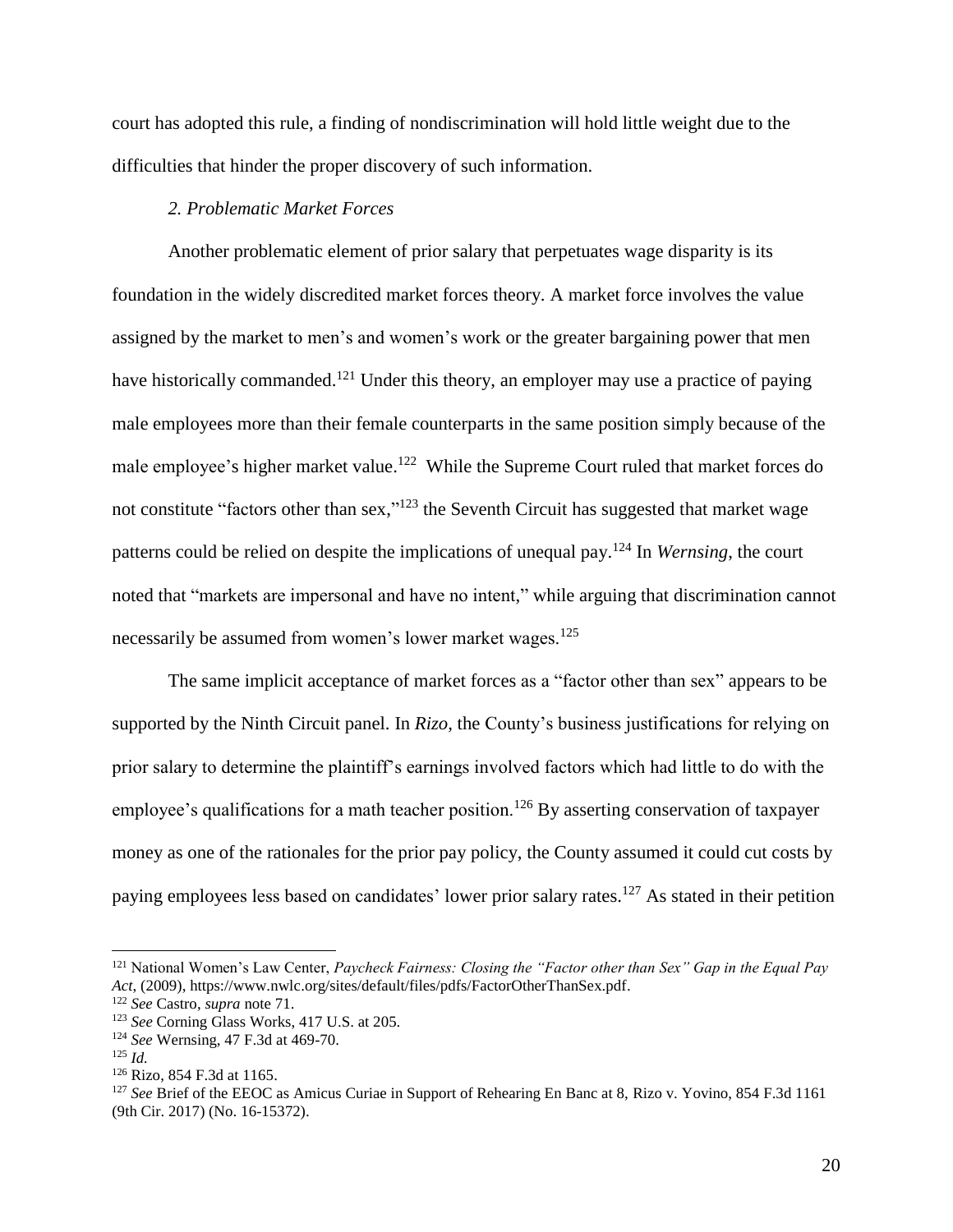court has adopted this rule, a finding of nondiscrimination will hold little weight due to the difficulties that hinder the proper discovery of such information.

*2. Problematic Market Forces*

Another problematic element of prior salary that perpetuates wage disparity is its foundation in the widely discredited market forces theory. A market force involves the value assigned by the market to men's and women's work or the greater bargaining power that men have historically commanded.[121] Under this theory, an employer may use a practice of paying male employees more than their female counterparts in the same position simply because of the male employee's higher market value.[122] While the Supreme Court ruled that market forces do not constitute "factors other than sex,"[123] the Seventh Circuit has suggested that market wage patterns could be relied on despite the implications of unequal pay.[124] In *Wernsing*, the court noted that "markets are impersonal and have no intent," while arguing that discrimination cannot necessarily be assumed from women's lower market wages.[125]

The same implicit acceptance of market forces as a "factor other than sex" appears to be supported by the Ninth Circuit panel. In *Rizo,* the County's business justifications for relying on prior salary to determine the plaintiff's earnings involved factors which had little to do with the employee's qualifications for a math teacher position.[126] By asserting conservation of taxpayer money as one of the rationales for the prior pay policy, the County assumed it could cut costs by paying employees less based on candidates' lower prior salary rates.[127] As stated in their petition

---

[121] National Women's Law Center, *Paycheck Fairness: Closing the "Factor other than Sex" Gap in the Equal Pay Act*, (2009), https://www.nwlc.org/sites/default/files/pdfs/FactorOtherThanSex.pdf.

[122] *See* Castro, *supra* note 71.

[123] *See* Corning Glass Works, 417 U.S. at 205.

[124] *See* Wernsing, 47 F.3d at 469-70.

[125] *Id.*

[126] Rizo, 854 F.3d at 1165.

[127] *See* Brief of the EEOC as Amicus Curiae in Support of Rehearing En Banc at 8, Rizo v. Yovino, 854 F.3d 1161 (9th Cir. 2017) (No. 16-15372).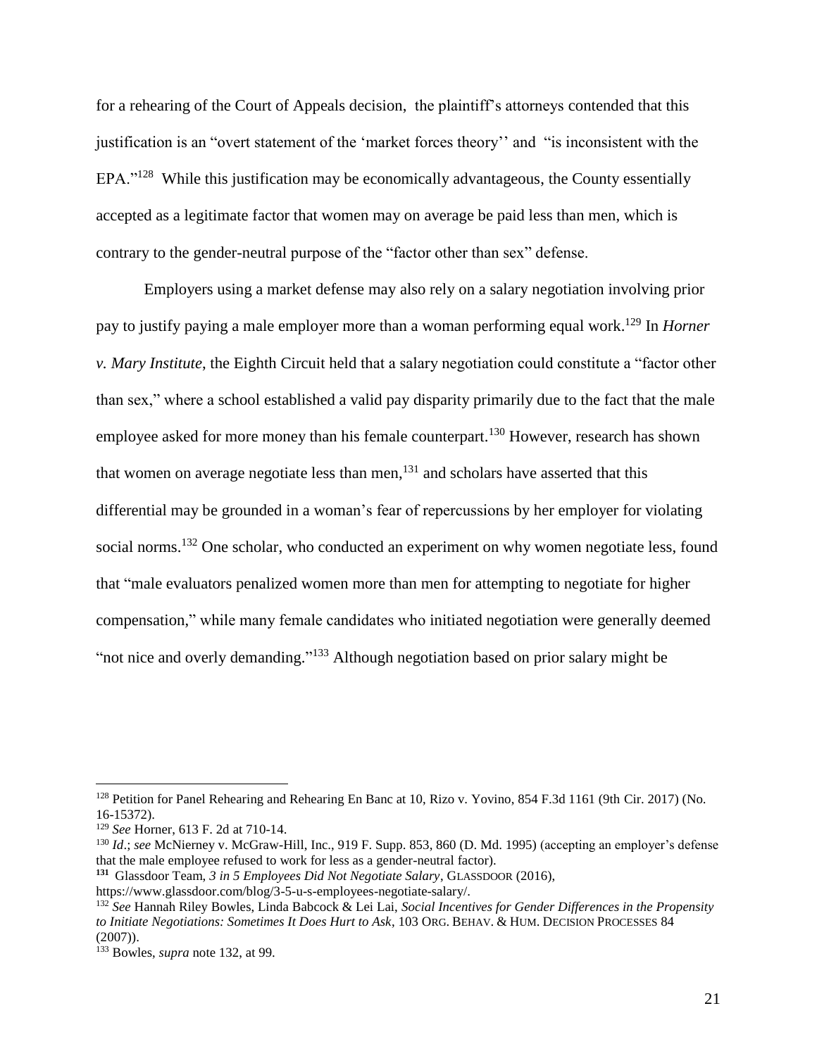for a rehearing of the Court of Appeals decision, the plaintiff's attorneys contended that this justification is an "overt statement of the 'market forces theory'' and "is inconsistent with the EPA."[128] While this justification may be economically advantageous, the County essentially accepted as a legitimate factor that women may on average be paid less than men, which is contrary to the gender-neutral purpose of the "factor other than sex" defense.

Employers using a market defense may also rely on a salary negotiation involving prior pay to justify paying a male employer more than a woman performing equal work.[129] In *Horner v. Mary Institute*, the Eighth Circuit held that a salary negotiation could constitute a "factor other than sex," where a school established a valid pay disparity primarily due to the fact that the male employee asked for more money than his female counterpart.[130] However, research has shown that women on average negotiate less than men,[131] and scholars have asserted that this differential may be grounded in a woman's fear of repercussions by her employer for violating social norms.[132] One scholar, who conducted an experiment on why women negotiate less, found that "male evaluators penalized women more than men for attempting to negotiate for higher compensation," while many female candidates who initiated negotiation were generally deemed "not nice and overly demanding."[133] Although negotiation based on prior salary might be

---

[128] Petition for Panel Rehearing and Rehearing En Banc at 10, Rizo v. Yovino, 854 F.3d 1161 (9th Cir. 2017) (No. 16-15372).

[129] *See* Horner, 613 F. 2d at 710-14.

[130] *Id*.; *see* McNierney v. McGraw-Hill, Inc., 919 F. Supp. 853, 860 (D. Md. 1995) (accepting an employer's defense that the male employee refused to work for less as a gender-neutral factor).

[131] Glassdoor Team, *3 in 5 Employees Did Not Negotiate Salary*, GLASSDOOR (2016), https://www.glassdoor.com/blog/3-5-u-s-employees-negotiate-salary/.

[132] *See* Hannah Riley Bowles, Linda Babcock & Lei Lai, *Social Incentives for Gender Differences in the Propensity to Initiate Negotiations: Sometimes It Does Hurt to Ask*, 103 ORG. BEHAV. & HUM. DECISION PROCESSES 84 (2007)).

[133] Bowles, *supra* note 132, at 99.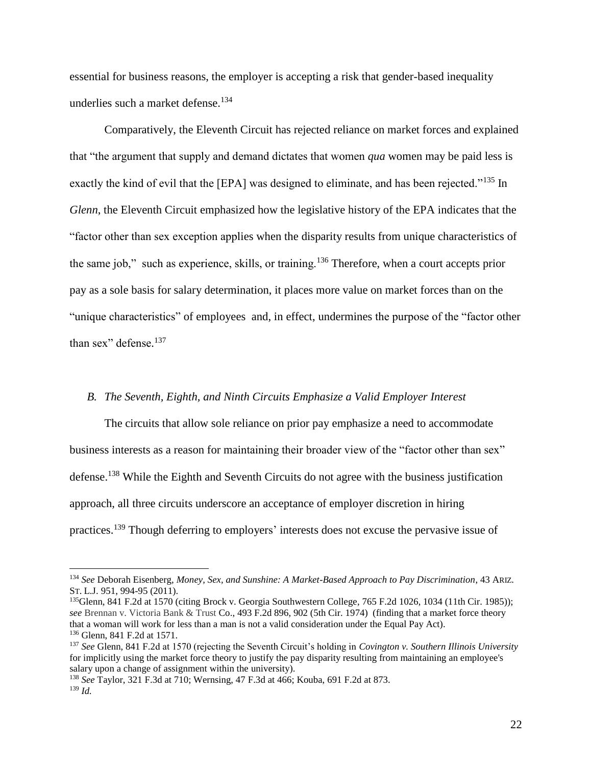essential for business reasons, the employer is accepting a risk that gender-based inequality underlies such a market defense.[134]

Comparatively, the Eleventh Circuit has rejected reliance on market forces and explained that "the argument that supply and demand dictates that women *qua* women may be paid less is exactly the kind of evil that the [EPA] was designed to eliminate, and has been rejected."[135] In *Glenn*, the Eleventh Circuit emphasized how the legislative history of the EPA indicates that the "factor other than sex exception applies when the disparity results from unique characteristics of the same job," such as experience, skills, or training.[136] Therefore, when a court accepts prior pay as a sole basis for salary determination, it places more value on market forces than on the "unique characteristics" of employees and, in effect, undermines the purpose of the "factor other than sex" defense.[137]

### *B. The Seventh, Eighth, and Ninth Circuits Emphasize a Valid Employer Interest*

The circuits that allow sole reliance on prior pay emphasize a need to accommodate business interests as a reason for maintaining their broader view of the "factor other than sex" defense.[138] While the Eighth and Seventh Circuits do not agree with the business justification approach, all three circuits underscore an acceptance of employer discretion in hiring practices.[139] Though deferring to employers' interests does not excuse the pervasive issue of

---

[134] *See* Deborah Eisenberg, *Money, Sex, and Sunshine: A Market-Based Approach to Pay Discrimination*, 43 ARIZ. ST. L.J. 951, 994-95 (2011).

[135] Glenn, 841 F.2d at 1570 (citing Brock v. Georgia Southwestern College, 765 F.2d 1026, 1034 (11th Cir. 1985)); *see* Brennan v. Victoria Bank & Trust Co., 493 F.2d 896, 902 (5th Cir. 1974) (finding that a market force theory that a woman will work for less than a man is not a valid consideration under the Equal Pay Act).

[136] Glenn, 841 F.2d at 1571.

[137] *See* Glenn, 841 F.2d at 1570 (rejecting the Seventh Circuit's holding in *Covington v. Southern Illinois University* for implicitly using the market force theory to justify the pay disparity resulting from maintaining an employee's salary upon a change of assignment within the university).

[138] *See* Taylor, 321 F.3d at 710; Wernsing, 47 F.3d at 466; Kouba, 691 F.2d at 873.

[139] *Id.*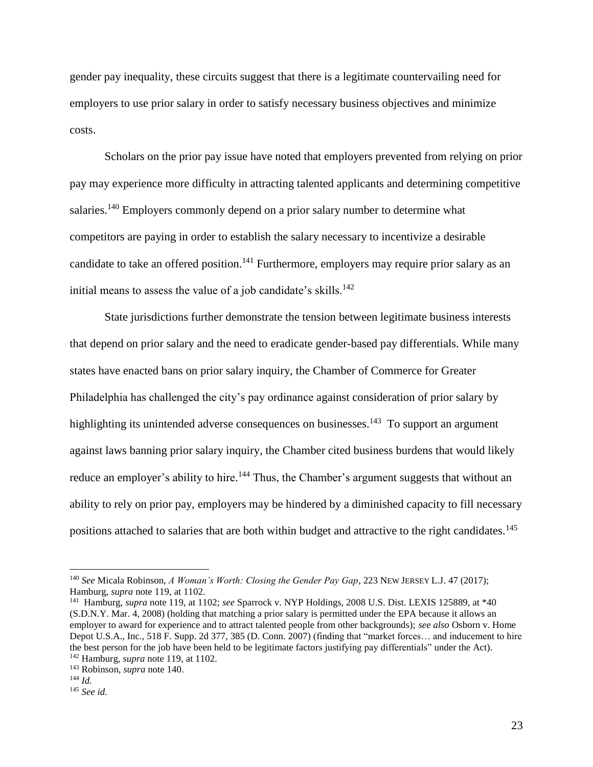gender pay inequality, these circuits suggest that there is a legitimate countervailing need for employers to use prior salary in order to satisfy necessary business objectives and minimize costs.

Scholars on the prior pay issue have noted that employers prevented from relying on prior pay may experience more difficulty in attracting talented applicants and determining competitive salaries.[140] Employers commonly depend on a prior salary number to determine what competitors are paying in order to establish the salary necessary to incentivize a desirable candidate to take an offered position.[141] Furthermore, employers may require prior salary as an initial means to assess the value of a job candidate's skills.[142]

State jurisdictions further demonstrate the tension between legitimate business interests that depend on prior salary and the need to eradicate gender-based pay differentials. While many states have enacted bans on prior salary inquiry, the Chamber of Commerce for Greater Philadelphia has challenged the city's pay ordinance against consideration of prior salary by highlighting its unintended adverse consequences on businesses.[143] To support an argument against laws banning prior salary inquiry, the Chamber cited business burdens that would likely reduce an employer's ability to hire.[144] Thus, the Chamber's argument suggests that without an ability to rely on prior pay, employers may be hindered by a diminished capacity to fill necessary positions attached to salaries that are both within budget and attractive to the right candidates.[145]

---

[140] *See* Micala Robinson, *A Woman's Worth: Closing the Gender Pay Gap*, 223 NEW JERSEY L.J. 47 (2017); Hamburg, *supra* note 119, at 1102.

[141] Hamburg, *supra* note 119, at 1102; *see* Sparrock v. NYP Holdings, 2008 U.S. Dist. LEXIS 125889, at *40 (S.D.N.Y. Mar. 4, 2008) (holding that matching a prior salary is permitted under the EPA because it allows an employer to award for experience and to attract talented people from other backgrounds); *see also* Osborn v. Home Depot U.S.A., Inc., 518 F. Supp. 2d 377, 385 (D. Conn. 2007) (finding that "market forces… and inducement to hire the best person for the job have been held to be legitimate factors justifying pay differentials" under the Act).

[142] Hamburg, *supra* note 119, at 1102.

[143] Robinson, *supra* note 140.

[144] *Id.*

[145] *See id.*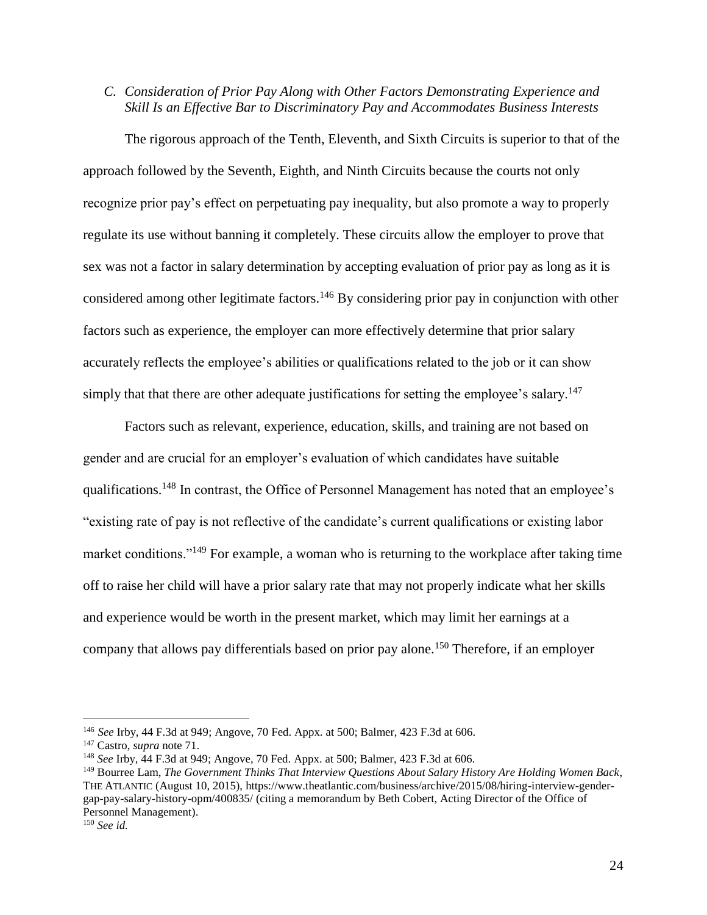### *C. Consideration of Prior Pay Along with Other Factors Demonstrating Experience and Skill Is an Effective Bar to Discriminatory Pay and Accommodates Business Interests*

The rigorous approach of the Tenth, Eleventh, and Sixth Circuits is superior to that of the approach followed by the Seventh, Eighth, and Ninth Circuits because the courts not only recognize prior pay's effect on perpetuating pay inequality, but also promote a way to properly regulate its use without banning it completely. These circuits allow the employer to prove that sex was not a factor in salary determination by accepting evaluation of prior pay as long as it is considered among other legitimate factors.[146] By considering prior pay in conjunction with other factors such as experience, the employer can more effectively determine that prior salary accurately reflects the employee's abilities or qualifications related to the job or it can show simply that that there are other adequate justifications for setting the employee's salary.[147]

Factors such as relevant, experience, education, skills, and training are not based on gender and are crucial for an employer's evaluation of which candidates have suitable qualifications.[148] In contrast, the Office of Personnel Management has noted that an employee's "existing rate of pay is not reflective of the candidate's current qualifications or existing labor market conditions."[149] For example, a woman who is returning to the workplace after taking time off to raise her child will have a prior salary rate that may not properly indicate what her skills and experience would be worth in the present market, which may limit her earnings at a company that allows pay differentials based on prior pay alone.[150] Therefore, if an employer

---

[146] *See* Irby, 44 F.3d at 949; Angove, 70 Fed. Appx. at 500; Balmer, 423 F.3d at 606.

[147] Castro, *supra* note 71.

[148] *See* Irby, 44 F.3d at 949; Angove, 70 Fed. Appx. at 500; Balmer, 423 F.3d at 606.

[149] Bourree Lam, *The Government Thinks That Interview Questions About Salary History Are Holding Women Back*, THE ATLANTIC (August 10, 2015), https://www.theatlantic.com/business/archive/2015/08/hiring-interview-gender-gap-pay-salary-history-opm/400835/ (citing a memorandum by Beth Cobert, Acting Director of the Office of Personnel Management).

[150] *See id.*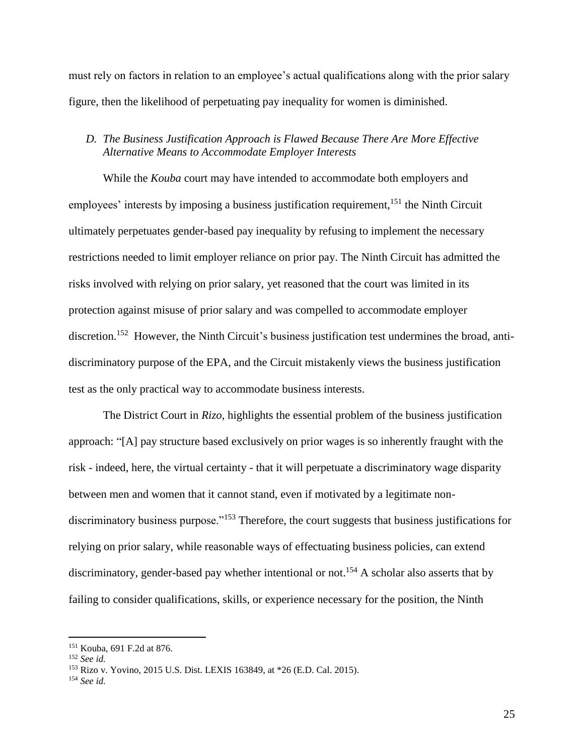must rely on factors in relation to an employee's actual qualifications along with the prior salary figure, then the likelihood of perpetuating pay inequality for women is diminished.

### *D. The Business Justification Approach is Flawed Because There Are More Effective Alternative Means to Accommodate Employer Interests*

While the *Kouba* court may have intended to accommodate both employers and employees' interests by imposing a business justification requirement,[151] the Ninth Circuit ultimately perpetuates gender-based pay inequality by refusing to implement the necessary restrictions needed to limit employer reliance on prior pay. The Ninth Circuit has admitted the risks involved with relying on prior salary, yet reasoned that the court was limited in its protection against misuse of prior salary and was compelled to accommodate employer discretion.[152] However, the Ninth Circuit's business justification test undermines the broad, anti-discriminatory purpose of the EPA, and the Circuit mistakenly views the business justification test as the only practical way to accommodate business interests.

The District Court in *Rizo*, highlights the essential problem of the business justification approach: "[A] pay structure based exclusively on prior wages is so inherently fraught with the risk - indeed, here, the virtual certainty - that it will perpetuate a discriminatory wage disparity between men and women that it cannot stand, even if motivated by a legitimate non-discriminatory business purpose."[153] Therefore, the court suggests that business justifications for relying on prior salary, while reasonable ways of effectuating business policies, can extend discriminatory, gender-based pay whether intentional or not.[154] A scholar also asserts that by failing to consider qualifications, skills, or experience necessary for the position, the Ninth

---

[151] Kouba, 691 F.2d at 876.

[152] *See id.*

[153] Rizo v. Yovino, 2015 U.S. Dist. LEXIS 163849, at *26 (E.D. Cal. 2015).

[154] *See id.*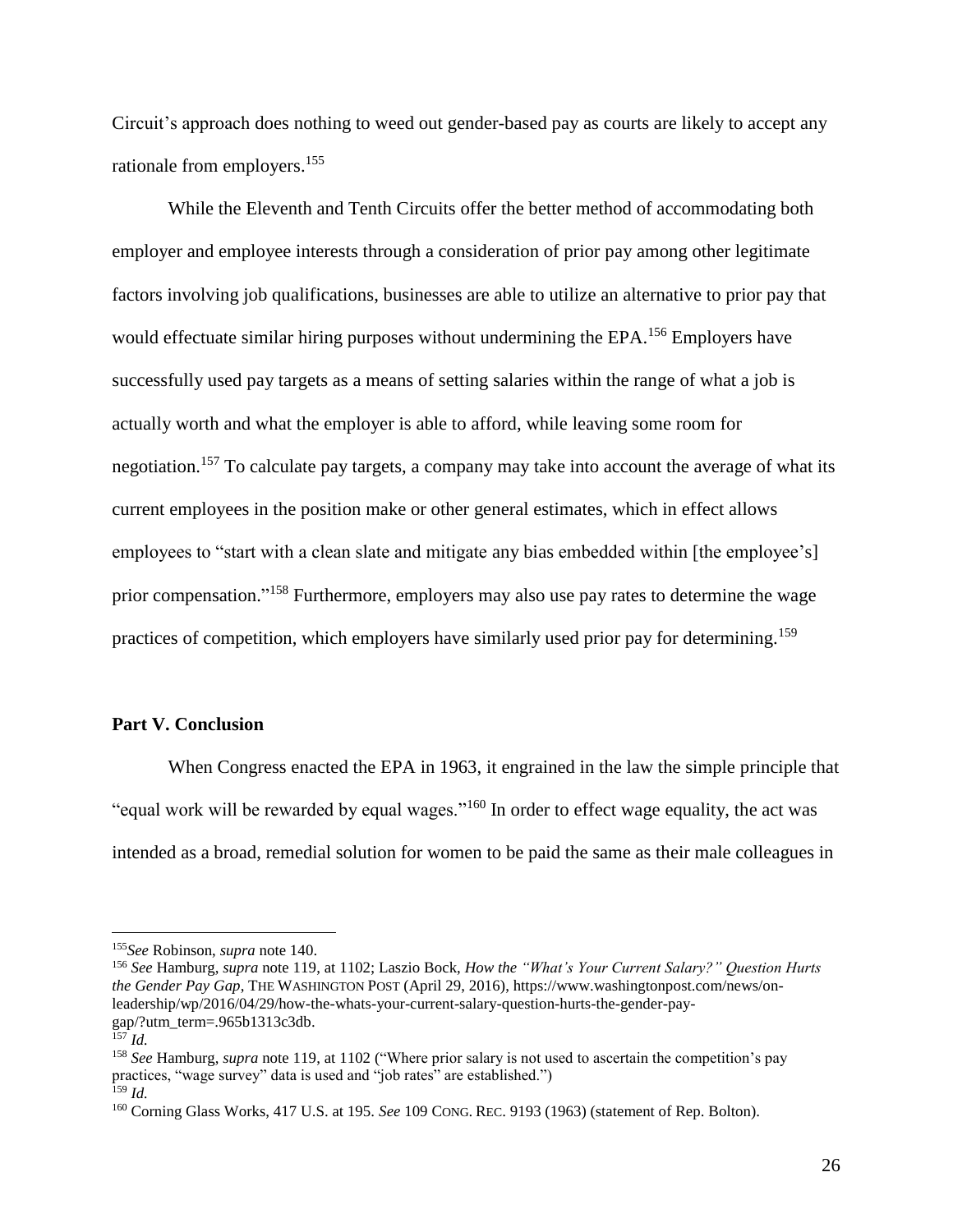Circuit's approach does nothing to weed out gender-based pay as courts are likely to accept any rationale from employers.[155]

While the Eleventh and Tenth Circuits offer the better method of accommodating both employer and employee interests through a consideration of prior pay among other legitimate factors involving job qualifications, businesses are able to utilize an alternative to prior pay that would effectuate similar hiring purposes without undermining the EPA.[156] Employers have successfully used pay targets as a means of setting salaries within the range of what a job is actually worth and what the employer is able to afford, while leaving some room for negotiation.[157] To calculate pay targets, a company may take into account the average of what its current employees in the position make or other general estimates, which in effect allows employees to "start with a clean slate and mitigate any bias embedded within [the employee's] prior compensation."[158] Furthermore, employers may also use pay rates to determine the wage practices of competition, which employers have similarly used prior pay for determining.[159]

### Part V. Conclusion

When Congress enacted the EPA in 1963, it engrained in the law the simple principle that "equal work will be rewarded by equal wages."[160] In order to effect wage equality, the act was intended as a broad, remedial solution for women to be paid the same as their male colleagues in

---

[155] *See* Robinson, *supra* note 140.

[156] *See* Hamburg, *supra* note 119, at 1102; Laszio Bock, *How the "What's Your Current Salary?" Question Hurts the Gender Pay Gap*, THE WASHINGTON POST (April 29, 2016), https://www.washingtonpost.com/news/on-leadership/wp/2016/04/29/how-the-whats-your-current-salary-question-hurts-the-gender-pay-gap/?utm_term=.965b1313c3db.

[157] *Id.*

[158] *See* Hamburg, *supra* note 119, at 1102 ("Where prior salary is not used to ascertain the competition's pay practices, "wage survey" data is used and "job rates" are established.")

[159] *Id.*

[160] Corning Glass Works, 417 U.S. at 195. *See* 109 CONG. REC. 9193 (1963) (statement of Rep. Bolton).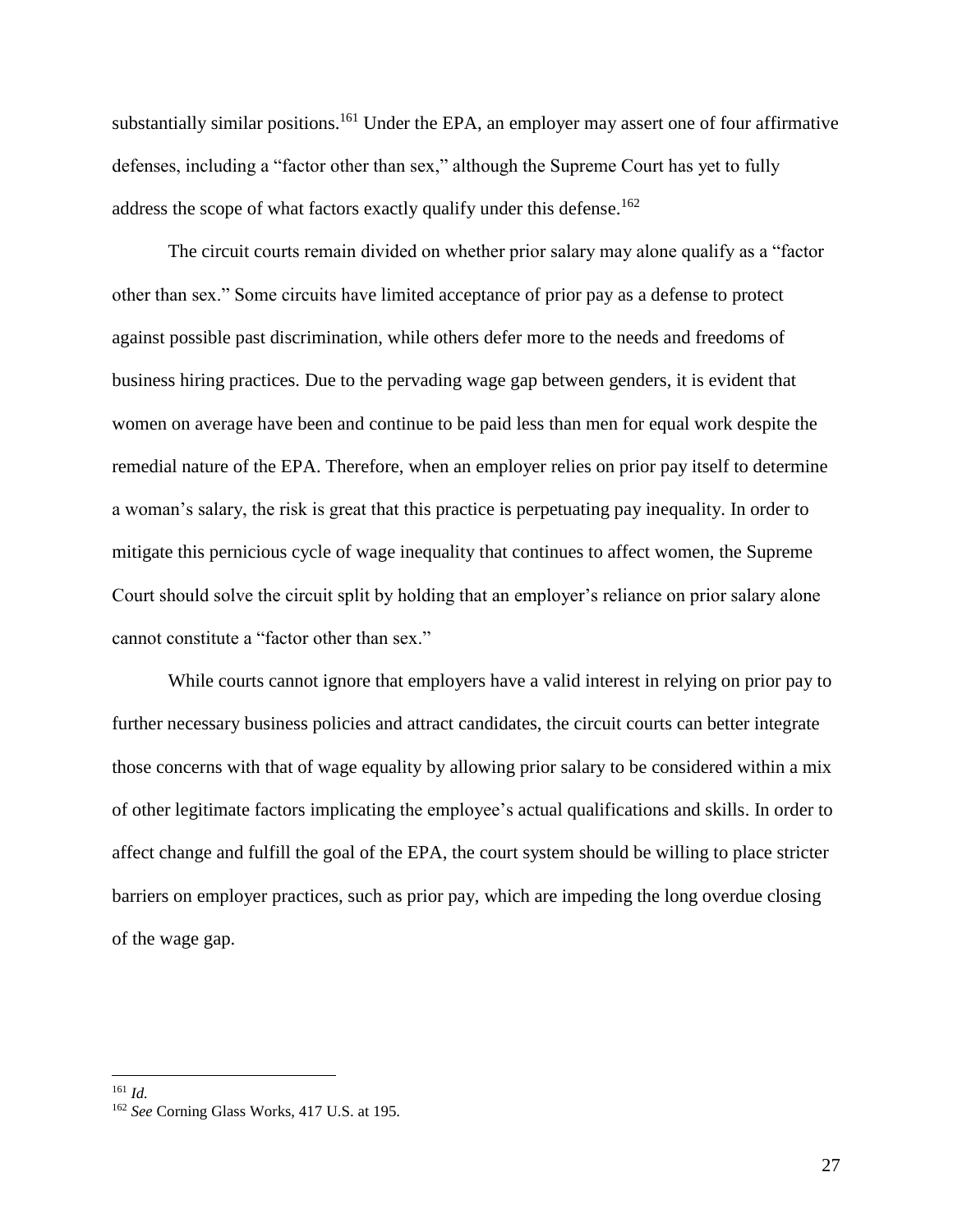substantially similar positions.[161] Under the EPA, an employer may assert one of four affirmative defenses, including a "factor other than sex," although the Supreme Court has yet to fully address the scope of what factors exactly qualify under this defense.[162]

The circuit courts remain divided on whether prior salary may alone qualify as a "factor other than sex." Some circuits have limited acceptance of prior pay as a defense to protect against possible past discrimination, while others defer more to the needs and freedoms of business hiring practices. Due to the pervading wage gap between genders, it is evident that women on average have been and continue to be paid less than men for equal work despite the remedial nature of the EPA. Therefore, when an employer relies on prior pay itself to determine a woman's salary, the risk is great that this practice is perpetuating pay inequality. In order to mitigate this pernicious cycle of wage inequality that continues to affect women, the Supreme Court should solve the circuit split by holding that an employer's reliance on prior salary alone cannot constitute a "factor other than sex."

While courts cannot ignore that employers have a valid interest in relying on prior pay to further necessary business policies and attract candidates, the circuit courts can better integrate those concerns with that of wage equality by allowing prior salary to be considered within a mix of other legitimate factors implicating the employee's actual qualifications and skills. In order to affect change and fulfill the goal of the EPA, the court system should be willing to place stricter barriers on employer practices, such as prior pay, which are impeding the long overdue closing of the wage gap.

---

[161] *Id.*

[162] *See* Corning Glass Works, 417 U.S. at 195.